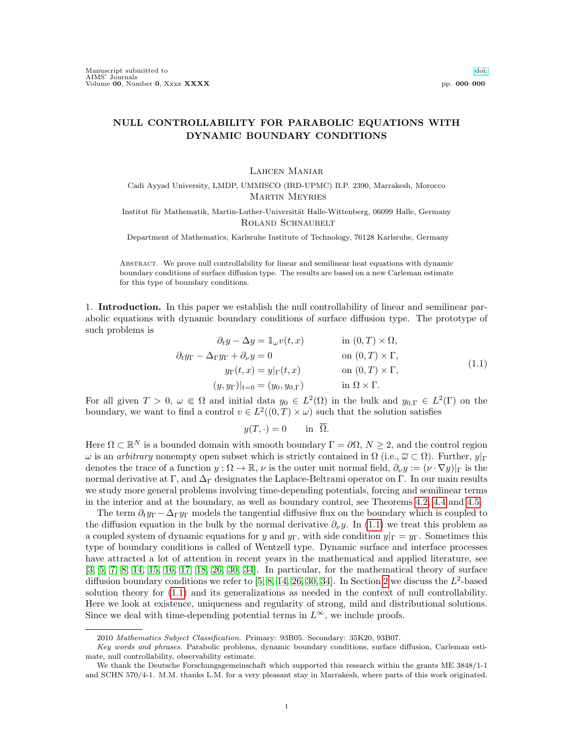# NULL CONTROLLABILITY FOR PARABOLIC EQUATIONS WITH DYNAMIC BOUNDARY CONDITIONS

Lahcen Maniar

Cadi Ayyad University, LMDP, UMMISCO (IRD-UPMC) B.P. 2390, Marrakesh, Morocco

Martin Meyries

Institut für Mathematik, Martin-Luther-Universität Halle-Wittenberg, 06099 Halle, Germany

Roland Schnaubelt

Department of Mathematics, Karlsruhe Institute of Technology, 76128 Karlsruhe, Germany

Abstract. We prove null controllability for linear and semilinear heat equations with dynamic boundary conditions of surface diffusion type. The results are based on a new Carleman estimate for this type of boundary conditions.

## 1. Introduction.

In this paper we establish the null controllability of linear and semilinear parabolic equations with dynamic boundary conditions of surface diffusion type. The prototype of such problems is

$$
\begin{aligned}
\partial_t y - \Delta y &= \mathbb{1}_\omega v(t,x) && \text{in } (0,T)\times\Omega,\\
\partial_t y_\Gamma - \Delta_\Gamma y_\Gamma + \partial_\nu y &= 0 && \text{on } (0,T)\times\Gamma,\\
y_\Gamma(t,x) &= y|_\Gamma(t,x) && \text{on } (0,T)\times\Gamma,\\
(y,y_\Gamma)|_{t=0} &= (y_0,y_{0,\Gamma}) && \text{in } \Omega\times\Gamma.
\end{aligned}
\tag{1.1}
$$

For all given $T>0$, $\omega \Subset \Omega$ and initial data $y_0 \in L^2(\Omega)$ in the bulk and $y_{0,\Gamma}\in L^2(\Gamma)$ on the boundary, we want to find a control $v\in L^2((0,T)\times\omega)$ such that the solution satisfies

$$
y(T,\cdot) = 0 \qquad \text{in } \overline{\Omega}.
$$

Here $\Omega\subset\mathbb{R}^N$ is a bounded domain with smooth boundary $\Gamma=\partial\Omega$, $N\ge 2$, and the control region $\omega$ is an *arbitrary* nonempty open subset which is strictly contained in $\Omega$ (i.e., $\overline{\omega}\subset\Omega$). Further, $y|_\Gamma$ denotes the trace of a function $y:\Omega\to\mathbb{R}$, $\nu$ is the outer unit normal field, $\partial_\nu y := (\nu\cdot\nabla y)|_\Gamma$ is the normal derivative at $\Gamma$, and $\Delta_\Gamma$ designates the Laplace-Beltrami operator on $\Gamma$. In our main results we study more general problems involving time-depending potentials, forcing and semilinear terms in the interior and at the boundary, as well as boundary control, see Theorems 4.2, 4.4 and 4.5.

The term $\partial_t y_\Gamma - \Delta_\Gamma y_\Gamma$ models the tangential diffusive flux on the boundary which is coupled to the diffusion equation in the bulk by the normal derivative $\partial_\nu y$. In (1.1) we treat this problem as a coupled system of dynamic equations for $y$ and $y_\Gamma$, with side condition $y|_\Gamma = y_\Gamma$. Sometimes this type of boundary conditions is called of Wentzell type. Dynamic surface and interface processes have attracted a lot of attention in recent years in the mathematical and applied literature, see [3, 5, 7, 8, 14, 15, 16, 17, 18, 26, 30, 34]. In particular, for the mathematical theory of surface diffusion boundary conditions we refer to [5, 8, 14, 26, 30, 34]. In Section 2 we discuss the $L^2$-based solution theory for (1.1) and its generalizations as needed in the context of null controllability. Here we look at existence, uniqueness and regularity of strong, mild and distributional solutions. Since we deal with time-depending potential terms in $L^\infty$, we include proofs.

---

2010 *Mathematics Subject Classification.* Primary: 93B05. Secondary: 35K20, 93B07.

*Key words and phrases.* Parabolic problems, dynamic boundary conditions, surface diffusion, Carleman estimate, null controllability, observability estimate.

We thank the Deutsche Forschungsgemeinschaft which supported this research within the grants ME 3848/1-1 and SCHN 570/4-1. M.M. thanks L.M. for a very pleasant stay in Marrakesh, where parts of this work originated.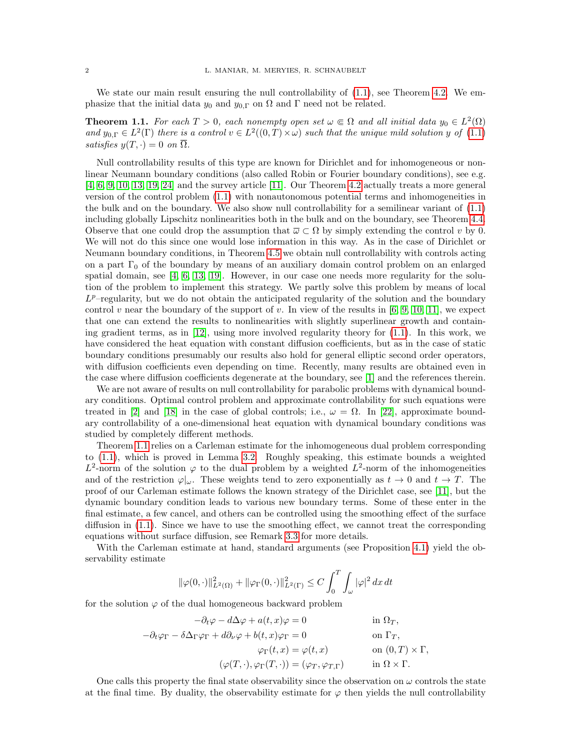We state our main result ensuring the null controllability of (1.1), see Theorem 4.2. We emphasize that the initial data $y_0$ and $y_{0,\Gamma}$ on $\Omega$ and $\Gamma$ need not be related.

**Theorem 1.1.** *For each $T > 0$, each nonempty open set $\omega \Subset \Omega$ and all initial data $y_0 \in L^2(\Omega)$ and $y_{0,\Gamma} \in L^2(\Gamma)$ there is a control $v \in L^2((0,T)\times\omega)$ such that the unique mild solution $y$ of (1.1) satisfies $y(T,\cdot) = 0$ on $\overline{\Omega}$.*

Null controllability results of this type are known for Dirichlet and for inhomogeneous or nonlinear Neumann boundary conditions (also called Robin or Fourier boundary conditions), see e.g. [4, 6, 9, 10, 13, 19, 24] and the survey article [11]. Our Theorem 4.2 actually treats a more general version of the control problem (1.1) with nonautonomous potential terms and inhomogeneities in the bulk and on the boundary. We also show null controllability for a semilinear variant of (1.1) including globally Lipschitz nonlinearities both in the bulk and on the boundary, see Theorem 4.4. Observe that one could drop the assumption that $\overline{\omega} \subset \Omega$ by simply extending the control $v$ by 0. We will not do this since one would lose information in this way. As in the case of Dirichlet or Neumann boundary conditions, in Theorem 4.5 we obtain null controllability with controls acting on a part $\Gamma_0$ of the boundary by means of an auxiliary domain control problem on an enlarged spatial domain, see [4, 6, 13, 19]. However, in our case one needs more regularity for the solution of the problem to implement this strategy. We partly solve this problem by means of local $L^p$–regularity, but we do not obtain the anticipated regularity of the solution and the boundary control $v$ near the boundary of the support of $v$. In view of the results in [6, 9, 10, 11], we expect that one can extend the results to nonlinearities with slightly superlinear growth and containing gradient terms, as in [12], using more involved regularity theory for (1.1). In this work, we have considered the heat equation with constant diffusion coefficients, but as in the case of static boundary conditions presumably our results also hold for general elliptic second order operators, with diffusion coefficients even depending on time. Recently, many results are obtained even in the case where diffusion coefficients degenerate at the boundary, see [1] and the references therein.

We are not aware of results on null controllability for parabolic problems with dynamical boundary conditions. Optimal control problem and approximate controllability for such equations were treated in [2] and [18] in the case of global controls; i.e., $\omega = \Omega$. In [22], approximate boundary controllability of a one-dimensional heat equation with dynamical boundary conditions was studied by completely different methods.

Theorem 1.1 relies on a Carleman estimate for the inhomogeneous dual problem corresponding to (1.1), which is proved in Lemma 3.2. Roughly speaking, this estimate bounds a weighted $L^2$-norm of the solution $\varphi$ to the dual problem by a weighted $L^2$-norm of the inhomogeneities and of the restriction $\varphi|_\omega$. These weights tend to zero exponentially as $t \to 0$ and $t \to T$. The proof of our Carleman estimate follows the known strategy of the Dirichlet case, see [11], but the dynamic boundary condition leads to various new boundary terms. Some of these enter in the final estimate, a few cancel, and others can be controlled using the smoothing effect of the surface diffusion in (1.1). Since we have to use the smoothing effect, we cannot treat the corresponding equations without surface diffusion, see Remark 3.3 for more details.

With the Carleman estimate at hand, standard arguments (see Proposition 4.1) yield the observability estimate

$$\|\varphi(0,\cdot)\|^2_{L^2(\Omega)} + \|\varphi_\Gamma(0,\cdot)\|^2_{L^2(\Gamma)} \le C \int_0^T \int_\omega |\varphi|^2 \, dx \, dt$$

for the solution $\varphi$ of the dual homogeneous backward problem

$$\begin{aligned}
-\partial_t \varphi - d\Delta\varphi + a(t,x)\varphi &= 0 && \text{in } \Omega_T,\\
-\partial_t \varphi_\Gamma - \delta\Delta_\Gamma \varphi_\Gamma + d\partial_\nu \varphi + b(t,x)\varphi_\Gamma &= 0 && \text{on } \Gamma_T,\\
\varphi_\Gamma(t,x) &= \varphi(t,x) && \text{on } (0,T)\times\Gamma,\\
(\varphi(T,\cdot), \varphi_\Gamma(T,\cdot)) &= (\varphi_T, \varphi_{T,\Gamma}) && \text{in } \Omega\times\Gamma.
\end{aligned}$$

One calls this property the final state observability since the observation on $\omega$ controls the state at the final time. By duality, the observability estimate for $\varphi$ then yields the null controllability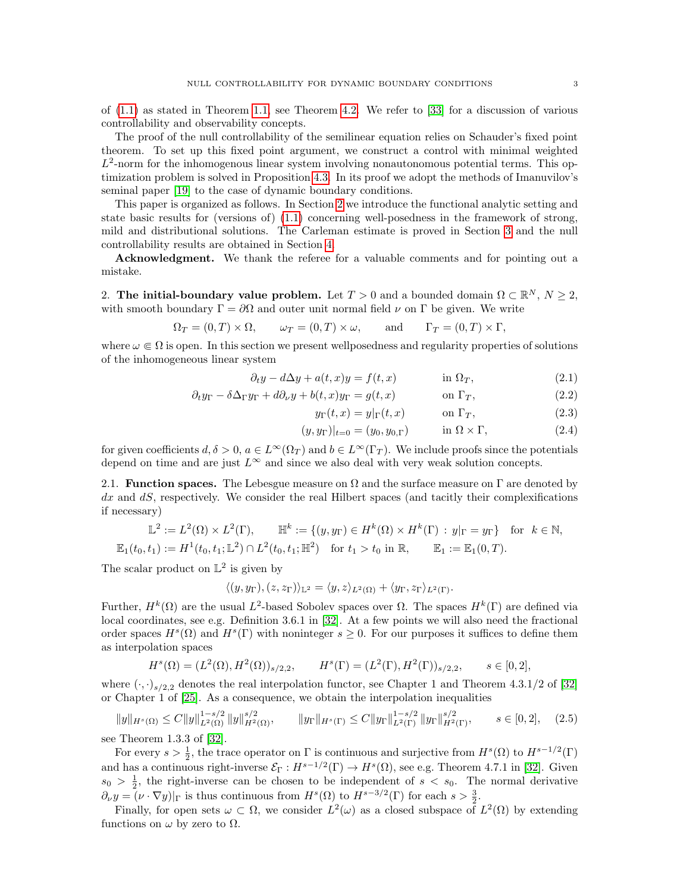of (1.1) as stated in Theorem 1.1, see Theorem 4.2. We refer to [33] for a discussion of various controllability and observability concepts.

The proof of the null controllability of the semilinear equation relies on Schauder's fixed point theorem. To set up this fixed point argument, we construct a control with minimal weighted $L^2$-norm for the inhomogenous linear system involving nonautonomous potential terms. This optimization problem is solved in Proposition 4.3. In its proof we adopt the methods of Imanuvilov's seminal paper [19] to the case of dynamic boundary conditions.

This paper is organized as follows. In Section 2 we introduce the functional analytic setting and state basic results for (versions of) (1.1) concerning well-posedness in the framework of strong, mild and distributional solutions. The Carleman estimate is proved in Section 3 and the null controllability results are obtained in Section 4.

**Acknowledgment.** We thank the referee for a valuable comments and for pointing out a mistake.

## 2. The initial-boundary value problem.

Let $T > 0$ and a bounded domain $\Omega \subset \mathbb{R}^N$, $N \geq 2$, with smooth boundary $\Gamma = \partial\Omega$ and outer unit normal field $\nu$ on $\Gamma$ be given. We write

$$\Omega_T = (0,T) \times \Omega, \qquad \omega_T = (0,T) \times \omega, \qquad \text{and} \qquad \Gamma_T = (0,T) \times \Gamma,$$

where $\omega \Subset \Omega$ is open. In this section we present wellposedness and regularity properties of solutions of the inhomogeneous linear system

$$\partial_t y - d\Delta y + a(t,x)y = f(t,x) \qquad \text{in } \Omega_T, \tag{2.1}$$

$$\partial_t y_\Gamma - \delta\Delta_\Gamma y_\Gamma + d\partial_\nu y + b(t,x)y_\Gamma = g(t,x) \qquad \text{on } \Gamma_T, \tag{2.2}$$

$$y_\Gamma(t,x) = y|_\Gamma(t,x) \qquad \text{on } \Gamma_T, \tag{2.3}$$

$$(y, y_\Gamma)|_{t=0} = (y_0, y_{0,\Gamma}) \qquad \text{in } \Omega \times \Gamma, \tag{2.4}$$

for given coefficients $d, \delta > 0$, $a \in L^\infty(\Omega_T)$ and $b \in L^\infty(\Gamma_T)$. We include proofs since the potentials depend on time and are just $L^\infty$ and since we also deal with very weak solution concepts.

### 2.1. Function spaces.

The Lebesgue measure on $\Omega$ and the surface measure on $\Gamma$ are denoted by $dx$ and $dS$, respectively. We consider the real Hilbert spaces (and tacitly their complexifications if necessary)

$$\mathbb{L}^2 := L^2(\Omega) \times L^2(\Gamma), \qquad \mathbb{H}^k := \{(y, y_\Gamma) \in H^k(\Omega) \times H^k(\Gamma) : y|_\Gamma = y_\Gamma\} \quad \text{for } k \in \mathbb{N},$$

$$\mathbb{E}_1(t_0, t_1) := H^1(t_0, t_1; \mathbb{L}^2) \cap L^2(t_0, t_1; \mathbb{H}^2) \quad \text{for } t_1 > t_0 \text{ in } \mathbb{R}, \qquad \mathbb{E}_1 := \mathbb{E}_1(0,T).$$

The scalar product on $\mathbb{L}^2$ is given by

$$\langle (y, y_\Gamma), (z, z_\Gamma) \rangle_{\mathbb{L}^2} = \langle y, z \rangle_{L^2(\Omega)} + \langle y_\Gamma, z_\Gamma \rangle_{L^2(\Gamma)}.$$

Further, $H^k(\Omega)$ are the usual $L^2$-based Sobolev spaces over $\Omega$. The spaces $H^k(\Gamma)$ are defined via local coordinates, see e.g. Definition 3.6.1 in [32]. At a few points we will also need the fractional order spaces $H^s(\Omega)$ and $H^s(\Gamma)$ with noninteger $s \geq 0$. For our purposes it suffices to define them as interpolation spaces

$$H^s(\Omega) = (L^2(\Omega), H^2(\Omega))_{s/2,2}, \qquad H^s(\Gamma) = (L^2(\Gamma), H^2(\Gamma))_{s/2,2}, \qquad s \in [0,2],$$

where $(\cdot,\cdot)_{s/2,2}$ denotes the real interpolation functor, see Chapter 1 and Theorem 4.3.1/2 of [32] or Chapter 1 of [25]. As a consequence, we obtain the interpolation inequalities

$$\|y\|_{H^s(\Omega)} \leq C\|y\|_{L^2(\Omega)}^{1-s/2} \|y\|_{H^2(\Omega)}^{s/2}, \qquad \|y_\Gamma\|_{H^s(\Gamma)} \leq C\|y_\Gamma\|_{L^2(\Gamma)}^{1-s/2} \|y_\Gamma\|_{H^2(\Gamma)}^{s/2}, \qquad s \in [0,2], \tag{2.5}$$

see Theorem 1.3.3 of [32].

For every $s > \frac{1}{2}$, the trace operator on $\Gamma$ is continuous and surjective from $H^s(\Omega)$ to $H^{s-1/2}(\Gamma)$ and has a continuous right-inverse $\mathcal{E}_\Gamma : H^{s-1/2}(\Gamma) \to H^s(\Omega)$, see e.g. Theorem 4.7.1 in [32]. Given $s_0 > \frac{1}{2}$, the right-inverse can be chosen to be independent of $s < s_0$. The normal derivative $\partial_\nu y = (\nu \cdot \nabla y)|_\Gamma$ is thus continuous from $H^s(\Omega)$ to $H^{s-3/2}(\Gamma)$ for each $s > \frac{3}{2}$.

Finally, for open sets $\omega \subset \Omega$, we consider $L^2(\omega)$ as a closed subspace of $L^2(\Omega)$ by extending functions on $\omega$ by zero to $\Omega$.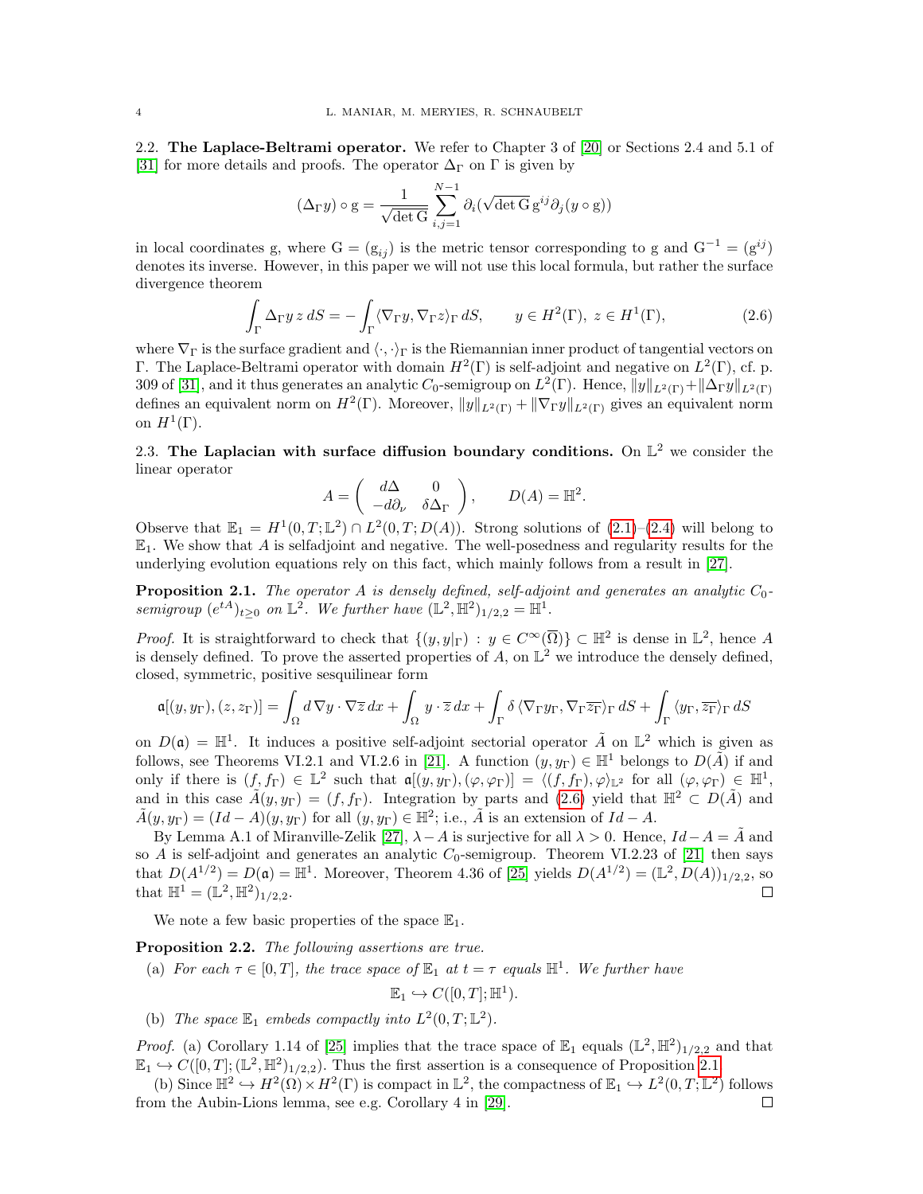2.2. **The Laplace-Beltrami operator.** We refer to Chapter 3 of [20] or Sections 2.4 and 5.1 of [31] for more details and proofs. The operator $\Delta_\Gamma$ on $\Gamma$ is given by

$$(\Delta_\Gamma y) \circ \mathrm{g} = \frac{1}{\sqrt{\det \mathrm{G}}} \sum_{i,j=1}^{N-1} \partial_i (\sqrt{\det \mathrm{G}}\, \mathrm{g}^{ij} \partial_j (y \circ \mathrm{g}))$$

in local coordinates g, where $\mathrm{G} = (\mathrm{g}_{ij})$ is the metric tensor corresponding to g and $\mathrm{G}^{-1} = (\mathrm{g}^{ij})$ denotes its inverse. However, in this paper we will not use this local formula, but rather the surface divergence theorem

$$\int_\Gamma \Delta_\Gamma y \, z \, dS = -\int_\Gamma \langle \nabla_\Gamma y, \nabla_\Gamma z \rangle_\Gamma \, dS, \qquad y \in H^2(\Gamma),\ z \in H^1(\Gamma), \tag{2.6}$$

where $\nabla_\Gamma$ is the surface gradient and $\langle \cdot, \cdot \rangle_\Gamma$ is the Riemannian inner product of tangential vectors on $\Gamma$. The Laplace-Beltrami operator with domain $H^2(\Gamma)$ is self-adjoint and negative on $L^2(\Gamma)$, cf. p. 309 of [31], and it thus generates an analytic $C_0$-semigroup on $L^2(\Gamma)$. Hence, $\|y\|_{L^2(\Gamma)} + \|\Delta_\Gamma y\|_{L^2(\Gamma)}$ defines an equivalent norm on $H^2(\Gamma)$. Moreover, $\|y\|_{L^2(\Gamma)} + \|\nabla_\Gamma y\|_{L^2(\Gamma)}$ gives an equivalent norm on $H^1(\Gamma)$.

2.3. **The Laplacian with surface diffusion boundary conditions.** On $\mathbb{L}^2$ we consider the linear operator

$$A = \begin{pmatrix} d\Delta & 0 \\ -d\partial_\nu & \delta \Delta_\Gamma \end{pmatrix}, \qquad D(A) = \mathbb{H}^2.$$

Observe that $\mathbb{E}_1 = H^1(0,T;\mathbb{L}^2) \cap L^2(0,T;D(A))$. Strong solutions of (2.1)–(2.4) will belong to $\mathbb{E}_1$. We show that $A$ is selfadjoint and negative. The well-posedness and regularity results for the underlying evolution equations rely on this fact, which mainly follows from a result in [27].

**Proposition 2.1.** *The operator $A$ is densely defined, self-adjoint and generates an analytic $C_0$-semigroup $(e^{tA})_{t \geq 0}$ on $\mathbb{L}^2$. We further have $(\mathbb{L}^2, \mathbb{H}^2)_{1/2,2} = \mathbb{H}^1$.*

*Proof.* It is straightforward to check that $\{(y, y|_\Gamma) : y \in C^\infty(\overline{\Omega})\} \subset \mathbb{H}^2$ is dense in $\mathbb{L}^2$, hence $A$ is densely defined. To prove the asserted properties of $A$, on $\mathbb{L}^2$ we introduce the densely defined, closed, symmetric, positive sesquilinear form

$$\mathfrak{a}[(y, y_\Gamma), (z, z_\Gamma)] = \int_\Omega d\, \nabla y \cdot \nabla \overline{z} \, dx + \int_\Omega y \cdot \overline{z} \, dx + \int_\Gamma \delta \, \langle \nabla_\Gamma y_\Gamma, \nabla_\Gamma \overline{z_\Gamma} \rangle_\Gamma \, dS + \int_\Gamma \langle y_\Gamma, \overline{z_\Gamma} \rangle_\Gamma \, dS$$

on $D(\mathfrak{a}) = \mathbb{H}^1$. It induces a positive self-adjoint sectorial operator $\tilde{A}$ on $\mathbb{L}^2$ which is given as follows, see Theorems VI.2.1 and VI.2.6 in [21]. A function $(y, y_\Gamma) \in \mathbb{H}^1$ belongs to $D(\tilde{A})$ if and only if there is $(f, f_\Gamma) \in \mathbb{L}^2$ such that $\mathfrak{a}[(y, y_\Gamma), (\varphi, \varphi_\Gamma)] = \langle (f, f_\Gamma), \varphi \rangle_{\mathbb{L}^2}$ for all $(\varphi, \varphi_\Gamma) \in \mathbb{H}^1$, and in this case $\tilde{A}(y, y_\Gamma) = (f, f_\Gamma)$. Integration by parts and (2.6) yield that $\mathbb{H}^2 \subset D(\tilde{A})$ and $\tilde{A}(y, y_\Gamma) = (Id - A)(y, y_\Gamma)$ for all $(y, y_\Gamma) \in \mathbb{H}^2$; i.e., $\tilde{A}$ is an extension of $Id - A$.

By Lemma A.1 of Miranville-Zelik [27], $\lambda - A$ is surjective for all $\lambda > 0$. Hence, $Id - A = \tilde{A}$ and so $A$ is self-adjoint and generates an analytic $C_0$-semigroup. Theorem VI.2.23 of [21] then says that $D(A^{1/2}) = D(\mathfrak{a}) = \mathbb{H}^1$. Moreover, Theorem 4.36 of [25] yields $D(A^{1/2}) = (\mathbb{L}^2, D(A))_{1/2,2}$, so that $\mathbb{H}^1 = (\mathbb{L}^2, \mathbb{H}^2)_{1/2,2}$. □

We note a few basic properties of the space $\mathbb{E}_1$.

**Proposition 2.2.** *The following assertions are true.*

(a) *For each $\tau \in [0,T]$, the trace space of $\mathbb{E}_1$ at $t = \tau$ equals $\mathbb{H}^1$. We further have*

$$\mathbb{E}_1 \hookrightarrow C([0,T]; \mathbb{H}^1).$$

(b) *The space $\mathbb{E}_1$ embeds compactly into $L^2(0,T;\mathbb{L}^2)$.*

*Proof.* (a) Corollary 1.14 of [25] implies that the trace space of $\mathbb{E}_1$ equals $(\mathbb{L}^2, \mathbb{H}^2)_{1/2,2}$ and that $\mathbb{E}_1 \hookrightarrow C([0,T]; (\mathbb{L}^2, \mathbb{H}^2)_{1/2,2})$. Thus the first assertion is a consequence of Proposition 2.1.

(b) Since $\mathbb{H}^2 \hookrightarrow H^2(\Omega) \times H^2(\Gamma)$ is compact in $\mathbb{L}^2$, the compactness of $\mathbb{E}_1 \hookrightarrow L^2(0,T;\mathbb{L}^2)$ follows from the Aubin-Lions lemma, see e.g. Corollary 4 in [29]. □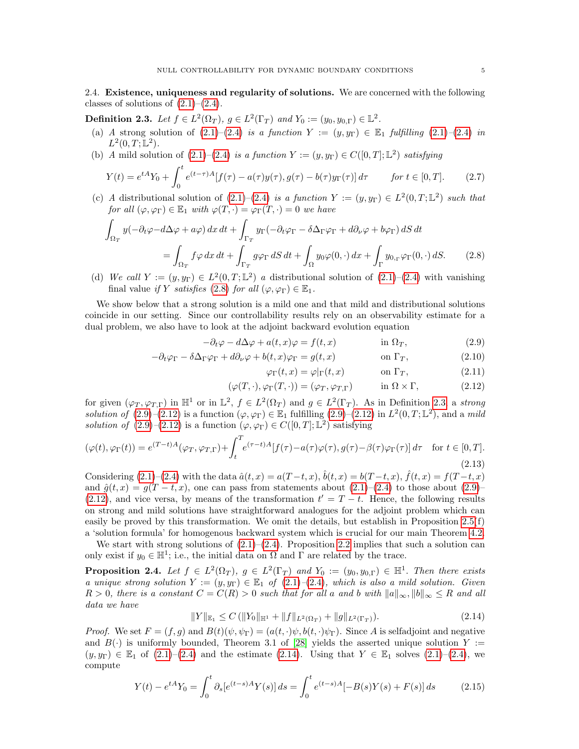2.4. **Existence, uniqueness and regularity of solutions.** We are concerned with the following classes of solutions of (2.1)–(2.4).

**Definition 2.3.** *Let $f \in L^2(\Omega_T)$, $g \in L^2(\Gamma_T)$ and $Y_0 := (y_0, y_{0,\Gamma}) \in \mathbb{L}^2$.*

(a) *A* strong solution *of (2.1)–(2.4) is a function $Y := (y, y_\Gamma) \in \mathbb{E}_1$ fulfilling (2.1)–(2.4) in $L^2(0,T;\mathbb{L}^2)$.*

(b) *A* mild solution *of (2.1)–(2.4) is a function $Y := (y, y_\Gamma) \in C([0,T];\mathbb{L}^2)$ satisfying*

$$Y(t) = e^{tA}Y_0 + \int_0^t e^{(t-\tau)A}[f(\tau) - a(\tau)y(\tau), g(\tau) - b(\tau)y_\Gamma(\tau)]\, d\tau \qquad \text{for } t \in [0,T]. \tag{2.7}$$

(c) *A* distributional solution *of (2.1)–(2.4) is a function $Y := (y, y_\Gamma) \in L^2(0,T;\mathbb{L}^2)$ such that for all $(\varphi, \varphi_\Gamma) \in \mathbb{E}_1$ with $\varphi(T,\cdot) = \varphi_\Gamma(T,\cdot) = 0$ we have*

$$\begin{aligned}\int_{\Omega_T} y(-\partial_t\varphi - d\Delta\varphi + a\varphi)\, dx\, dt + \int_{\Gamma_T} y_\Gamma(-\partial_t\varphi_\Gamma - \delta\Delta_\Gamma\varphi_\Gamma + d\partial_\nu\varphi + b\varphi_\Gamma)\, dS\, dt \\ = \int_{\Omega_T} f\varphi\, dx\, dt + \int_{\Gamma_T} g\varphi_\Gamma\, dS\, dt + \int_\Omega y_0\varphi(0,\cdot)\, dx + \int_\Gamma y_{0,\Gamma}\varphi_\Gamma(0,\cdot)\, dS.\end{aligned} \tag{2.8}$$

(d) *We call $Y := (y, y_\Gamma) \in L^2(0,T;\mathbb{L}^2)$ a* distributional solution *of (2.1)–(2.4)* with vanishing final value *if $Y$ satisfies (2.8) for all $(\varphi, \varphi_\Gamma) \in \mathbb{E}_1$.*

We show below that a strong solution is a mild one and that mild and distributional solutions coincide in our setting. Since our controllability results rely on an observability estimate for a dual problem, we also have to look at the adjoint backward evolution equation

$$-\partial_t\varphi - d\Delta\varphi + a(t,x)\varphi = f(t,x) \qquad \text{in } \Omega_T, \tag{2.9}$$

$$-\partial_t\varphi_\Gamma - \delta\Delta_\Gamma\varphi_\Gamma + d\partial_\nu\varphi + b(t,x)\varphi_\Gamma = g(t,x) \qquad \text{on } \Gamma_T, \tag{2.10}$$

$$\varphi_\Gamma(t,x) = \varphi|_\Gamma(t,x) \qquad \text{on } \Gamma_T, \tag{2.11}$$

$$(\varphi(T,\cdot), \varphi_\Gamma(T,\cdot)) = (\varphi_T, \varphi_{T,\Gamma}) \qquad \text{in } \Omega \times \Gamma, \tag{2.12}$$

for given $(\varphi_T, \varphi_{T,\Gamma})$ in $\mathbb{H}^1$ or in $\mathbb{L}^2$, $f \in L^2(\Omega_T)$ and $g \in L^2(\Gamma_T)$. As in Definition 2.3, a *strong solution of* (2.9)–(2.12) is a function $(\varphi, \varphi_\Gamma) \in \mathbb{E}_1$ fulfilling (2.9)–(2.12) in $L^2(0,T;\mathbb{L}^2)$, and a *mild solution of* (2.9)–(2.12) is a function $(\varphi, \varphi_\Gamma) \in C([0,T];\mathbb{L}^2)$ satisfying

$$(\varphi(t), \varphi_\Gamma(t)) = e^{(T-t)A}(\varphi_T, \varphi_{T,\Gamma}) + \int_t^T e^{(\tau-t)A}[f(\tau) - a(\tau)\varphi(\tau), g(\tau) - \beta(\tau)\varphi_\Gamma(\tau)]\, d\tau \quad \text{for } t \in [0,T]. \tag{2.13}$$

Considering (2.1)–(2.4) with the data $\hat{a}(t,x) = a(T-t,x)$, $\hat{b}(t,x) = b(T-t,x)$, $\hat{f}(t,x) = f(T-t,x)$ and $\hat{g}(t,x) = g(T-t,x)$, one can pass from statements about (2.1)–(2.4) to those about (2.9)–(2.12), and vice versa, by means of the transformation $t' = T - t$. Hence, the following results on strong and mild solutions have straightforward analogues for the adjoint problem which can easily be proved by this transformation. We omit the details, but establish in Proposition 2.5(f) a 'solution formula' for homogenous backward system which is crucial for our main Theorem 4.2.

We start with strong solutions of (2.1)–(2.4). Proposition 2.2 implies that such a solution can only exist if $y_0 \in \mathbb{H}^1$; i.e., the initial data on $\Omega$ and $\Gamma$ are related by the trace.

**Proposition 2.4.** *Let $f \in L^2(\Omega_T)$, $g \in L^2(\Gamma_T)$ and $Y_0 := (y_0, y_{0,\Gamma}) \in \mathbb{H}^1$. Then there exists a unique strong solution $Y := (y, y_\Gamma) \in \mathbb{E}_1$ of (2.1)–(2.4), which is also a mild solution. Given $R > 0$, there is a constant $C = C(R) > 0$ such that for all $a$ and $b$ with $\|a\|_\infty, \|b\|_\infty \le R$ and all data we have*

$$\|Y\|_{\mathbb{E}_1} \le C\,(\|Y_0\|_{\mathbb{H}^1} + \|f\|_{L^2(\Omega_T)} + \|g\|_{L^2(\Gamma_T)}). \tag{2.14}$$

*Proof.* We set $F = (f, g)$ and $B(t)(\psi, \psi_\Gamma) = (a(t,\cdot)\psi, b(t,\cdot)\psi_\Gamma)$. Since $A$ is selfadjoint and negative and $B(\cdot)$ is uniformly bounded, Theorem 3.1 of [28] yields the asserted unique solution $Y := (y, y_\Gamma) \in \mathbb{E}_1$ of (2.1)–(2.4) and the estimate (2.14). Using that $Y \in \mathbb{E}_1$ solves (2.1)–(2.4), we compute

$$Y(t) - e^{tA}Y_0 = \int_0^t \partial_s[e^{(t-s)A}Y(s)]\, ds = \int_0^t e^{(t-s)A}[-B(s)Y(s) + F(s)]\, ds \tag{2.15}$$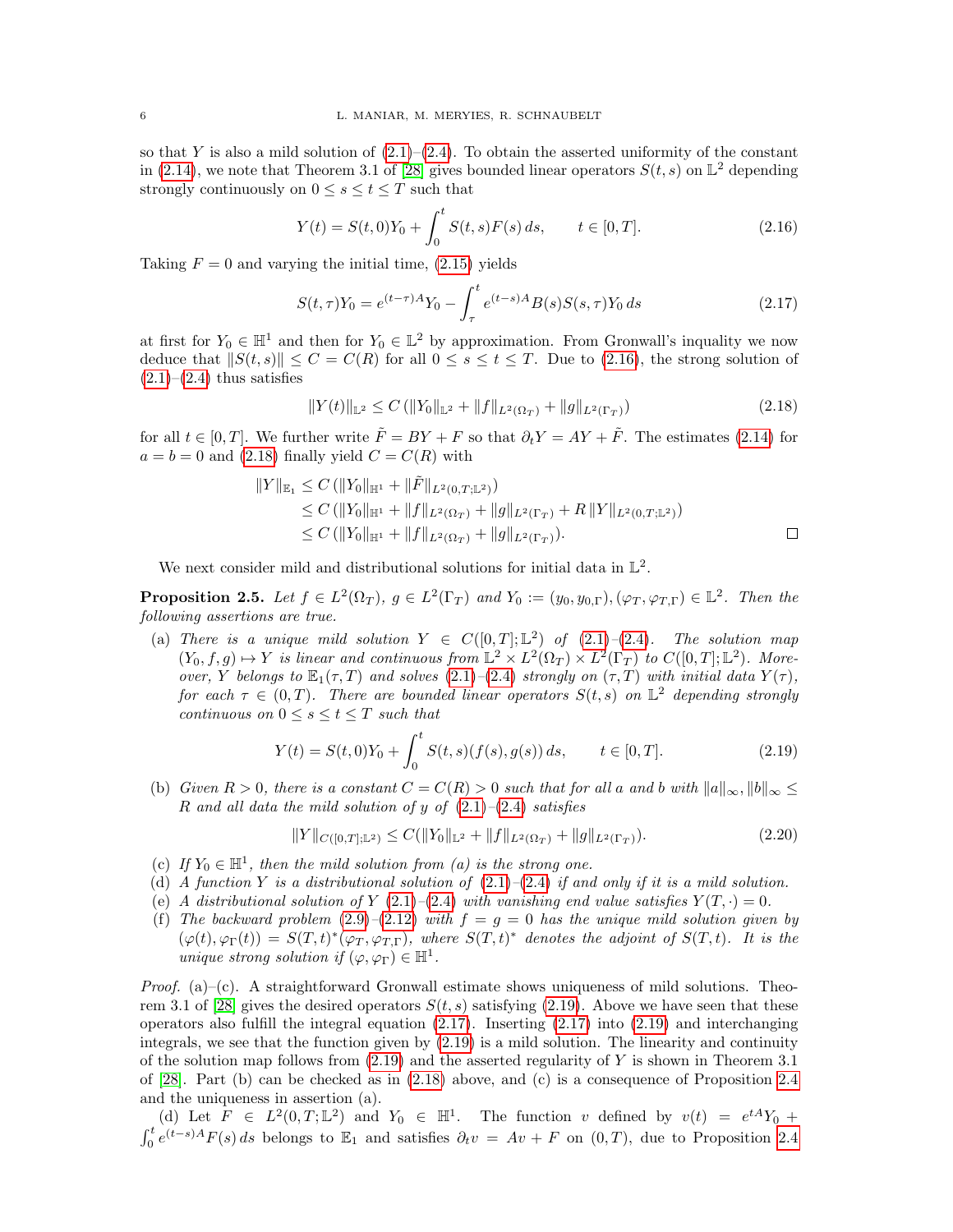so that $Y$ is also a mild solution of (2.1)–(2.4). To obtain the asserted uniformity of the constant in (2.14), we note that Theorem 3.1 of [28] gives bounded linear operators $S(t,s)$ on $\mathbb{L}^2$ depending strongly continuously on $0 \le s \le t \le T$ such that

$$Y(t) = S(t,0)Y_0 + \int_0^t S(t,s)F(s)\,ds, \qquad t \in [0,T]. \tag{2.16}$$

Taking $F = 0$ and varying the initial time, (2.15) yields

$$S(t,\tau)Y_0 = e^{(t-\tau)A}Y_0 - \int_\tau^t e^{(t-s)A}B(s)S(s,\tau)Y_0\,ds \tag{2.17}$$

at first for $Y_0 \in \mathbb{H}^1$ and then for $Y_0 \in \mathbb{L}^2$ by approximation. From Gronwall's inquality we now deduce that $\|S(t,s)\| \le C = C(R)$ for all $0 \le s \le t \le T$. Due to (2.16), the strong solution of (2.1)–(2.4) thus satisfies

$$\|Y(t)\|_{\mathbb{L}^2} \le C\,(\|Y_0\|_{\mathbb{L}^2} + \|f\|_{L^2(\Omega_T)} + \|g\|_{L^2(\Gamma_T)}) \tag{2.18}$$

for all $t \in [0,T]$. We further write $\tilde{F} = BY + F$ so that $\partial_t Y = AY + \tilde{F}$. The estimates (2.14) for $a = b = 0$ and (2.18) finally yield $C = C(R)$ with

$$\begin{aligned}
\|Y\|_{\mathbb{E}_1} &\le C\,(\|Y_0\|_{\mathbb{H}^1} + \|\tilde{F}\|_{L^2(0,T;\mathbb{L}^2)}) \\
&\le C\,(\|Y_0\|_{\mathbb{H}^1} + \|f\|_{L^2(\Omega_T)} + \|g\|_{L^2(\Gamma_T)} + R\,\|Y\|_{L^2(0,T;\mathbb{L}^2)}) \\
&\le C\,(\|Y_0\|_{\mathbb{H}^1} + \|f\|_{L^2(\Omega_T)} + \|g\|_{L^2(\Gamma_T)}).
\end{aligned}$$

∎

We next consider mild and distributional solutions for initial data in $\mathbb{L}^2$.

**Proposition 2.5.** *Let $f \in L^2(\Omega_T)$, $g \in L^2(\Gamma_T)$ and $Y_0 := (y_0, y_{0,\Gamma}), (\varphi_T, \varphi_{T,\Gamma}) \in \mathbb{L}^2$. Then the following assertions are true.*

- (a) *There is a unique mild solution $Y \in C([0,T];\mathbb{L}^2)$ of (2.1)–(2.4). The solution map $(Y_0, f, g) \mapsto Y$ is linear and continuous from $\mathbb{L}^2 \times L^2(\Omega_T) \times L^2(\Gamma_T)$ to $C([0,T];\mathbb{L}^2)$. Moreover, $Y$ belongs to $\mathbb{E}_1(\tau,T)$ and solves (2.1)–(2.4) strongly on $(\tau,T)$ with initial data $Y(\tau)$, for each $\tau \in (0,T)$. There are bounded linear operators $S(t,s)$ on $\mathbb{L}^2$ depending strongly continuous on $0 \le s \le t \le T$ such that*

$$Y(t) = S(t,0)Y_0 + \int_0^t S(t,s)(f(s),g(s))\,ds, \qquad t \in [0,T]. \tag{2.19}$$

- (b) *Given $R > 0$, there is a constant $C = C(R) > 0$ such that for all $a$ and $b$ with $\|a\|_\infty, \|b\|_\infty \le R$ and all data the mild solution of $y$ of (2.1)–(2.4) satisfies*

$$\|Y\|_{C([0,T];\mathbb{L}^2)} \le C(\|Y_0\|_{\mathbb{L}^2} + \|f\|_{L^2(\Omega_T)} + \|g\|_{L^2(\Gamma_T)}). \tag{2.20}$$

- (c) *If $Y_0 \in \mathbb{H}^1$, then the mild solution from (a) is the strong one.*
- (d) *A function $Y$ is a distributional solution of (2.1)–(2.4) if and only if it is a mild solution.*
- (e) *A distributional solution of $Y$ (2.1)–(2.4) with vanishing end value satisfies $Y(T,\cdot) = 0$.*
- (f) *The backward problem (2.9)–(2.12) with $f = g = 0$ has the unique mild solution given by $(\varphi(t), \varphi_\Gamma(t)) = S(T,t)^*(\varphi_T, \varphi_{T,\Gamma})$, where $S(T,t)^*$ denotes the adjoint of $S(T,t)$. It is the unique strong solution if $(\varphi, \varphi_\Gamma) \in \mathbb{H}^1$.*

*Proof.* (a)–(c). A straightforward Gronwall estimate shows uniqueness of mild solutions. Theorem 3.1 of [28] gives the desired operators $S(t,s)$ satisfying (2.19). Above we have seen that these operators also fulfill the integral equation (2.17). Inserting (2.17) into (2.19) and interchanging integrals, we see that the function given by (2.19) is a mild solution. The linearity and continuity of the solution map follows from (2.19) and the asserted regularity of $Y$ is shown in Theorem 3.1 of [28]. Part (b) can be checked as in (2.18) above, and (c) is a consequence of Proposition 2.4 and the uniqueness in assertion (a).

(d) Let $F \in L^2(0,T;\mathbb{L}^2)$ and $Y_0 \in \mathbb{H}^1$. The function $v$ defined by $v(t) = e^{tA}Y_0 + \int_0^t e^{(t-s)A}F(s)\,ds$ belongs to $\mathbb{E}_1$ and satisfies $\partial_t v = Av + F$ on $(0,T)$, due to Proposition 2.4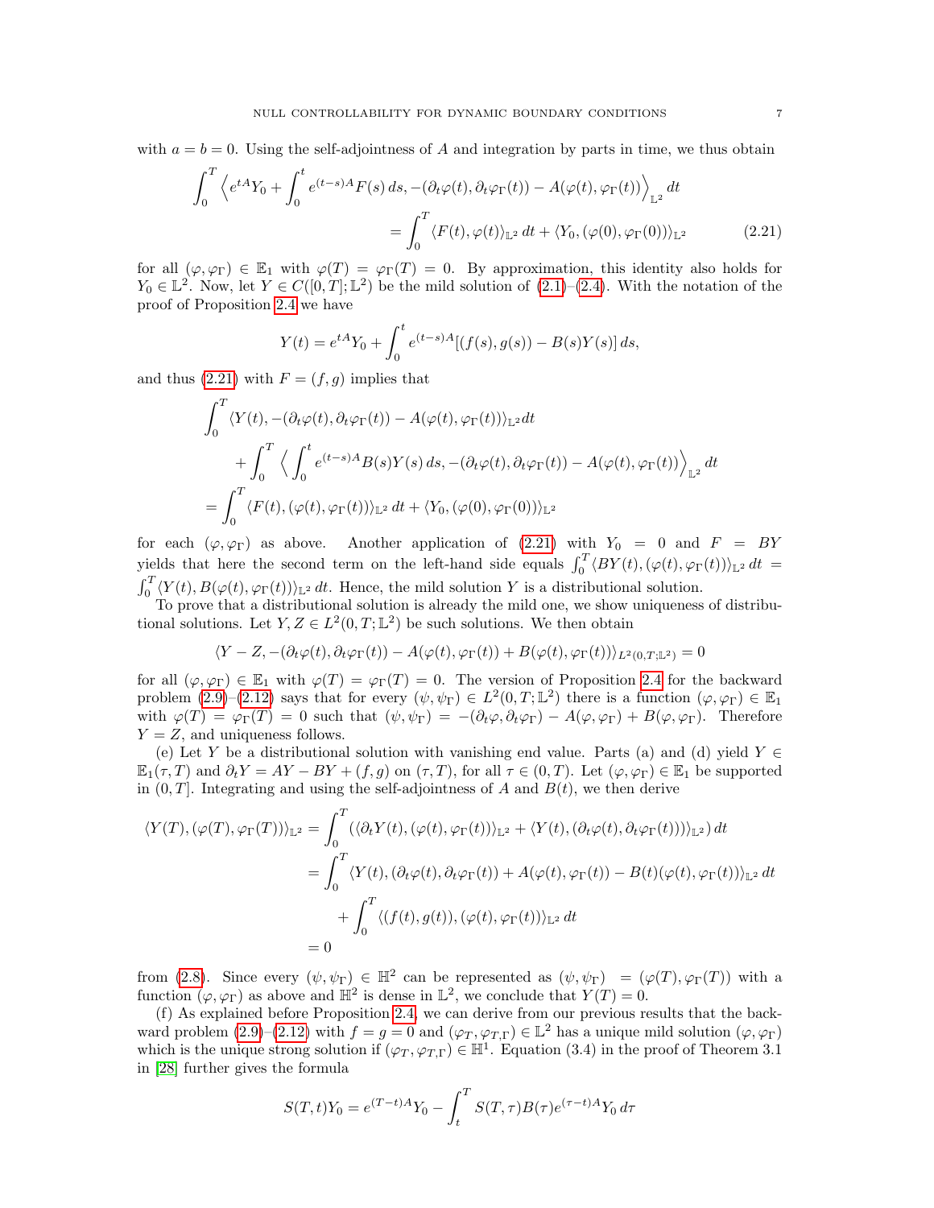with $a = b = 0$. Using the self-adjointness of $A$ and integration by parts in time, we thus obtain

$$\int_0^T \Big\langle e^{tA}Y_0 + \int_0^t e^{(t-s)A}F(s)\,ds, -(\partial_t\varphi(t), \partial_t\varphi_\Gamma(t)) - A(\varphi(t), \varphi_\Gamma(t))\Big\rangle_{\mathbb{L}^2}\,dt$$
$$= \int_0^T \langle F(t), \varphi(t)\rangle_{\mathbb{L}^2}\,dt + \langle Y_0, (\varphi(0), \varphi_\Gamma(0))\rangle_{\mathbb{L}^2} \tag{2.21}$$

for all $(\varphi, \varphi_\Gamma) \in \mathbb{E}_1$ with $\varphi(T) = \varphi_\Gamma(T) = 0$. By approximation, this identity also holds for $Y_0 \in \mathbb{L}^2$. Now, let $Y \in C([0,T];\mathbb{L}^2)$ be the mild solution of (2.1)–(2.4). With the notation of the proof of Proposition 2.4 we have

$$Y(t) = e^{tA}Y_0 + \int_0^t e^{(t-s)A}[(f(s), g(s)) - B(s)Y(s)]\,ds,$$

and thus (2.21) with $F = (f, g)$ implies that

$$\int_0^T \langle Y(t), -(\partial_t\varphi(t), \partial_t\varphi_\Gamma(t)) - A(\varphi(t), \varphi_\Gamma(t))\rangle_{\mathbb{L}^2}dt$$
$$+ \int_0^T \Big\langle \int_0^t e^{(t-s)A}B(s)Y(s)\,ds, -(\partial_t\varphi(t), \partial_t\varphi_\Gamma(t)) - A(\varphi(t), \varphi_\Gamma(t))\Big\rangle_{\mathbb{L}^2}\,dt$$
$$= \int_0^T \langle F(t), (\varphi(t), \varphi_\Gamma(t))\rangle_{\mathbb{L}^2}\,dt + \langle Y_0, (\varphi(0), \varphi_\Gamma(0))\rangle_{\mathbb{L}^2}$$

for each $(\varphi, \varphi_\Gamma)$ as above. Another application of (2.21) with $Y_0 = 0$ and $F = BY$ yields that here the second term on the left-hand side equals $\int_0^T \langle BY(t), (\varphi(t), \varphi_\Gamma(t))\rangle_{\mathbb{L}^2}\,dt = \int_0^T \langle Y(t), B(\varphi(t), \varphi_\Gamma(t))\rangle_{\mathbb{L}^2}\,dt$. Hence, the mild solution $Y$ is a distributional solution.

To prove that a distributional solution is already the mild one, we show uniqueness of distributional solutions. Let $Y, Z \in L^2(0,T;\mathbb{L}^2)$ be such solutions. We then obtain

$$\langle Y - Z, -(\partial_t\varphi(t), \partial_t\varphi_\Gamma(t)) - A(\varphi(t), \varphi_\Gamma(t)) + B(\varphi(t), \varphi_\Gamma(t))\rangle_{L^2(0,T;\mathbb{L}^2)} = 0$$

for all $(\varphi, \varphi_\Gamma) \in \mathbb{E}_1$ with $\varphi(T) = \varphi_\Gamma(T) = 0$. The version of Proposition 2.4 for the backward problem (2.9)–(2.12) says that for every $(\psi, \psi_\Gamma) \in L^2(0,T;\mathbb{L}^2)$ there is a function $(\varphi, \varphi_\Gamma) \in \mathbb{E}_1$ with $\varphi(T) = \varphi_\Gamma(T) = 0$ such that $(\psi, \psi_\Gamma) = -(\partial_t\varphi, \partial_t\varphi_\Gamma) - A(\varphi, \varphi_\Gamma) + B(\varphi, \varphi_\Gamma)$. Therefore $Y = Z$, and uniqueness follows.

(e) Let $Y$ be a distributional solution with vanishing end value. Parts (a) and (d) yield $Y \in \mathbb{E}_1(\tau, T)$ and $\partial_t Y = AY - BY + (f, g)$ on $(\tau, T)$, for all $\tau \in (0,T)$. Let $(\varphi, \varphi_\Gamma) \in \mathbb{E}_1$ be supported in $(0,T]$. Integrating and using the self-adjointness of $A$ and $B(t)$, we then derive

$$\begin{aligned}
\langle Y(T), (\varphi(T), \varphi_\Gamma(T))\rangle_{\mathbb{L}^2} &= \int_0^T (\langle \partial_t Y(t), (\varphi(t), \varphi_\Gamma(t))\rangle_{\mathbb{L}^2} + \langle Y(t), (\partial_t\varphi(t), \partial_t\varphi_\Gamma(t))\rangle_{\mathbb{L}^2})\,dt \\
&= \int_0^T \langle Y(t), (\partial_t\varphi(t), \partial_t\varphi_\Gamma(t)) + A(\varphi(t), \varphi_\Gamma(t)) - B(t)(\varphi(t), \varphi_\Gamma(t))\rangle_{\mathbb{L}^2}\,dt \\
&\quad + \int_0^T \langle (f(t), g(t)), (\varphi(t), \varphi_\Gamma(t))\rangle_{\mathbb{L}^2}\,dt \\
&= 0
\end{aligned}$$

from (2.8). Since every $(\psi, \psi_\Gamma) \in \mathbb{H}^2$ can be represented as $(\psi, \psi_\Gamma) = (\varphi(T), \varphi_\Gamma(T))$ with a function $(\varphi, \varphi_\Gamma)$ as above and $\mathbb{H}^2$ is dense in $\mathbb{L}^2$, we conclude that $Y(T) = 0$.

(f) As explained before Proposition 2.4, we can derive from our previous results that the backward problem (2.9)–(2.12) with $f = g = 0$ and $(\varphi_T, \varphi_{T,\Gamma}) \in \mathbb{L}^2$ has a unique mild solution $(\varphi, \varphi_\Gamma)$ which is the unique strong solution if $(\varphi_T, \varphi_{T,\Gamma}) \in \mathbb{H}^1$. Equation (3.4) in the proof of Theorem 3.1 in [28] further gives the formula

$$S(T,t)Y_0 = e^{(T-t)A}Y_0 - \int_t^T S(T,\tau)B(\tau)e^{(\tau-t)A}Y_0\,d\tau$$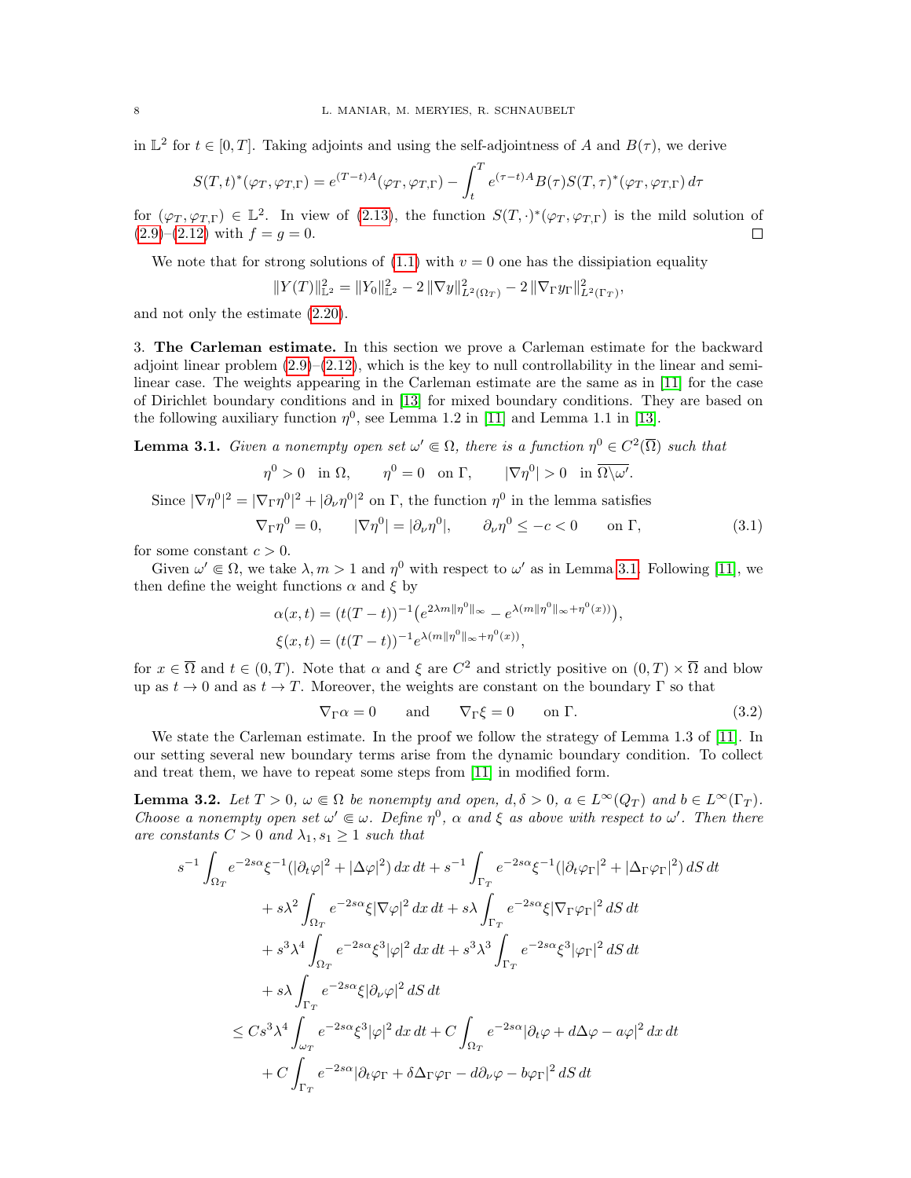in $\mathbb{L}^2$ for $t \in [0,T]$. Taking adjoints and using the self-adjointness of $A$ and $B(\tau)$, we derive

$$S(T,t)^*(\varphi_T, \varphi_{T,\Gamma}) = e^{(T-t)A}(\varphi_T, \varphi_{T,\Gamma}) - \int_t^T e^{(\tau-t)A} B(\tau) S(T,\tau)^*(\varphi_T, \varphi_{T,\Gamma})\, d\tau$$

for $(\varphi_T, \varphi_{T,\Gamma}) \in \mathbb{L}^2$. In view of (2.13), the function $S(T,\cdot)^*(\varphi_T, \varphi_{T,\Gamma})$ is the mild solution of (2.9)–(2.12) with $f = g = 0$. $\square$

We note that for strong solutions of (1.1) with $v = 0$ one has the dissipiation equality

$$\|Y(T)\|_{\mathbb{L}^2}^2 = \|Y_0\|_{\mathbb{L}^2}^2 - 2\,\|\nabla y\|_{L^2(\Omega_T)}^2 - 2\,\|\nabla_\Gamma y_\Gamma\|_{L^2(\Gamma_T)}^2,$$

and not only the estimate (2.20).

3. **The Carleman estimate.** In this section we prove a Carleman estimate for the backward adjoint linear problem (2.9)–(2.12), which is the key to null controllability in the linear and semilinear case. The weights appearing in the Carleman estimate are the same as in [11] for the case of Dirichlet boundary conditions and in [13] for mixed boundary conditions. They are based on the following auxiliary function $\eta^0$, see Lemma 1.2 in [11] and Lemma 1.1 in [13].

**Lemma 3.1.** *Given a nonempty open set $\omega' \Subset \Omega$, there is a function $\eta^0 \in C^2(\overline{\Omega})$ such that*

$$\eta^0 > 0 \quad \text{in } \Omega, \qquad \eta^0 = 0 \quad \text{on } \Gamma, \qquad |\nabla \eta^0| > 0 \quad \text{in } \overline{\Omega \backslash \omega'}.$$

Since $|\nabla \eta^0|^2 = |\nabla_\Gamma \eta^0|^2 + |\partial_\nu \eta^0|^2$ on $\Gamma$, the function $\eta^0$ in the lemma satisfies

$$\nabla_\Gamma \eta^0 = 0, \qquad |\nabla \eta^0| = |\partial_\nu \eta^0|, \qquad \partial_\nu \eta^0 \le -c < 0 \qquad \text{on } \Gamma, \tag{3.1}$$

for some constant $c > 0$.

Given $\omega' \Subset \Omega$, we take $\lambda, m > 1$ and $\eta^0$ with respect to $\omega'$ as in Lemma 3.1. Following [11], we then define the weight functions $\alpha$ and $\xi$ by

$$\alpha(x,t) = (t(T-t))^{-1}\big(e^{2\lambda m \|\eta^0\|_\infty} - e^{\lambda(m\|\eta^0\|_\infty + \eta^0(x))}\big),$$
$$\xi(x,t) = (t(T-t))^{-1} e^{\lambda(m\|\eta^0\|_\infty + \eta^0(x))},$$

for $x \in \overline{\Omega}$ and $t \in (0,T)$. Note that $\alpha$ and $\xi$ are $C^2$ and strictly positive on $(0,T) \times \overline{\Omega}$ and blow up as $t \to 0$ and as $t \to T$. Moreover, the weights are constant on the boundary $\Gamma$ so that

$$\nabla_\Gamma \alpha = 0 \qquad \text{and} \qquad \nabla_\Gamma \xi = 0 \qquad \text{on } \Gamma. \tag{3.2}$$

We state the Carleman estimate. In the proof we follow the strategy of Lemma 1.3 of [11]. In our setting several new boundary terms arise from the dynamic boundary condition. To collect and treat them, we have to repeat some steps from [11] in modified form.

**Lemma 3.2.** *Let $T > 0$, $\omega \Subset \Omega$ be nonempty and open, $d, \delta > 0$, $a \in L^\infty(Q_T)$ and $b \in L^\infty(\Gamma_T)$. Choose a nonempty open set $\omega' \Subset \omega$. Define $\eta^0$, $\alpha$ and $\xi$ as above with respect to $\omega'$. Then there are constants $C > 0$ and $\lambda_1, s_1 \ge 1$ such that*

$$\begin{aligned}
s^{-1} &\int_{\Omega_T} e^{-2s\alpha}\xi^{-1}(|\partial_t \varphi|^2 + |\Delta \varphi|^2)\, dx\, dt + s^{-1}\int_{\Gamma_T} e^{-2s\alpha}\xi^{-1}(|\partial_t \varphi_\Gamma|^2 + |\Delta_\Gamma \varphi_\Gamma|^2)\, dS\, dt \\
&+ s\lambda^2 \int_{\Omega_T} e^{-2s\alpha}\xi |\nabla \varphi|^2\, dx\, dt + s\lambda \int_{\Gamma_T} e^{-2s\alpha}\xi |\nabla_\Gamma \varphi_\Gamma|^2\, dS\, dt \\
&+ s^3\lambda^4 \int_{\Omega_T} e^{-2s\alpha}\xi^3 |\varphi|^2\, dx\, dt + s^3\lambda^3 \int_{\Gamma_T} e^{-2s\alpha}\xi^3 |\varphi_\Gamma|^2\, dS\, dt \\
&+ s\lambda \int_{\Gamma_T} e^{-2s\alpha}\xi |\partial_\nu \varphi|^2\, dS\, dt \\
\le{}& C s^3\lambda^4 \int_{\omega_T} e^{-2s\alpha}\xi^3|\varphi|^2\, dx\, dt + C\int_{\Omega_T} e^{-2s\alpha}|\partial_t \varphi + d\Delta\varphi - a\varphi|^2\, dx\, dt \\
&+ C\int_{\Gamma_T} e^{-2s\alpha}|\partial_t \varphi_\Gamma + \delta\Delta_\Gamma \varphi_\Gamma - d\partial_\nu \varphi - b\varphi_\Gamma|^2\, dS\, dt
\end{aligned}$$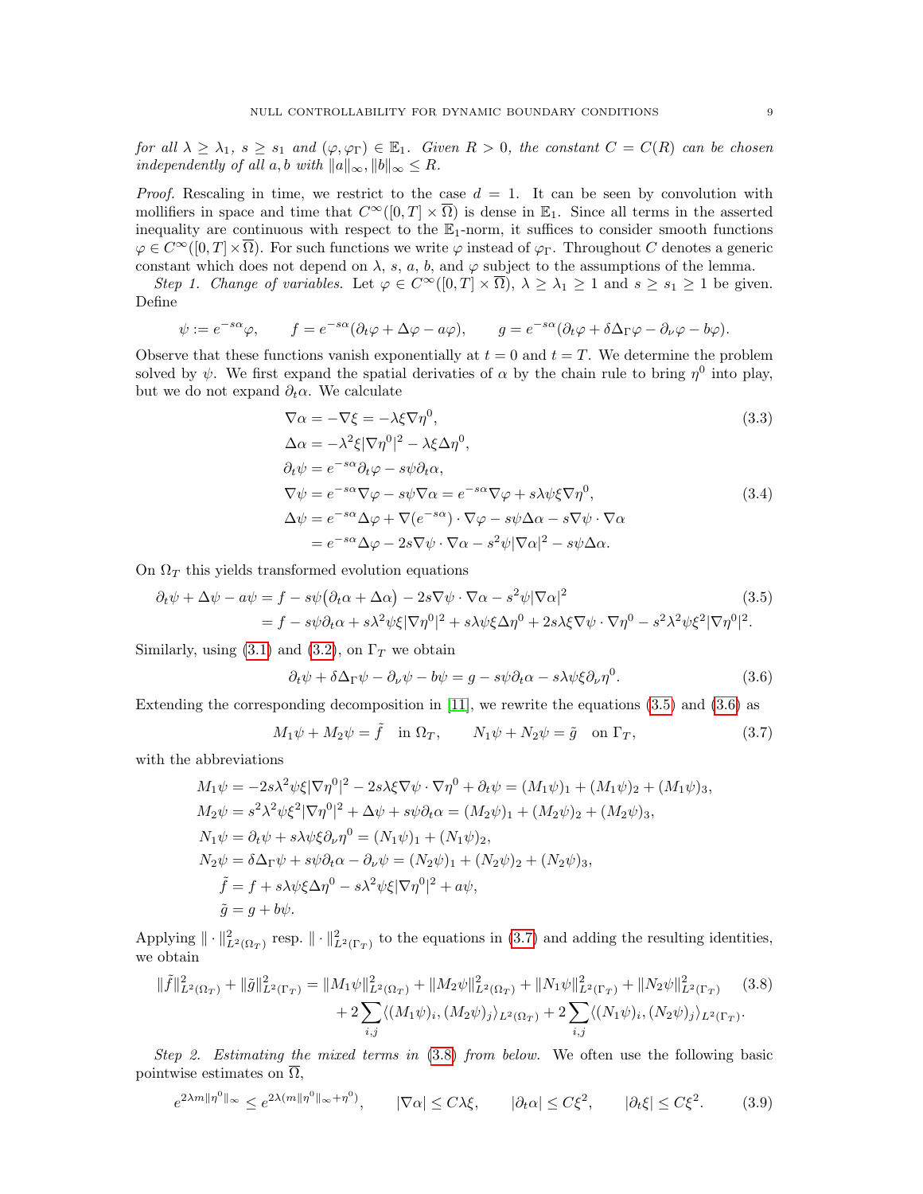*for all $\lambda \geq \lambda_1$, $s \geq s_1$ and $(\varphi, \varphi_\Gamma) \in \mathbb{E}_1$. Given $R > 0$, the constant $C = C(R)$ can be chosen independently of all $a, b$ with $\|a\|_\infty, \|b\|_\infty \leq R$.*

*Proof.* Rescaling in time, we restrict to the case $d = 1$. It can be seen by convolution with mollifiers in space and time that $C^\infty([0,T] \times \overline{\Omega})$ is dense in $\mathbb{E}_1$. Since all terms in the asserted inequality are continuous with respect to the $\mathbb{E}_1$-norm, it suffices to consider smooth functions $\varphi \in C^\infty([0,T] \times \overline{\Omega})$. For such functions we write $\varphi$ instead of $\varphi_\Gamma$. Throughout $C$ denotes a generic constant which does not depend on $\lambda$, $s$, $a$, $b$, and $\varphi$ subject to the assumptions of the lemma.

*Step 1. Change of variables.* Let $\varphi \in C^\infty([0,T] \times \overline{\Omega})$, $\lambda \geq \lambda_1 \geq 1$ and $s \geq s_1 \geq 1$ be given. Define

$$\psi := e^{-s\alpha}\varphi, \qquad f = e^{-s\alpha}(\partial_t \varphi + \Delta\varphi - a\varphi), \qquad g = e^{-s\alpha}(\partial_t\varphi + \delta\Delta_\Gamma\varphi - \partial_\nu\varphi - b\varphi).$$

Observe that these functions vanish exponentially at $t = 0$ and $t = T$. We determine the problem solved by $\psi$. We first expand the spatial derivaties of $\alpha$ by the chain rule to bring $\eta^0$ into play, but we do not expand $\partial_t\alpha$. We calculate

$$\nabla\alpha = -\nabla\xi = -\lambda\xi\nabla\eta^0, \tag{3.3}$$

$$\Delta\alpha = -\lambda^2\xi|\nabla\eta^0|^2 - \lambda\xi\Delta\eta^0,$$

$$\partial_t\psi = e^{-s\alpha}\partial_t\varphi - s\psi\partial_t\alpha,$$

$$\nabla\psi = e^{-s\alpha}\nabla\varphi - s\psi\nabla\alpha = e^{-s\alpha}\nabla\varphi + s\lambda\psi\xi\nabla\eta^0, \tag{3.4}$$

$$\begin{aligned}\Delta\psi &= e^{-s\alpha}\Delta\varphi + \nabla(e^{-s\alpha})\cdot\nabla\varphi - s\psi\Delta\alpha - s\nabla\psi\cdot\nabla\alpha \\ &= e^{-s\alpha}\Delta\varphi - 2s\nabla\psi\cdot\nabla\alpha - s^2\psi|\nabla\alpha|^2 - s\psi\Delta\alpha.\end{aligned}$$

On $\Omega_T$ this yields transformed evolution equations

$$\begin{aligned}\partial_t\psi + \Delta\psi - a\psi &= f - s\psi\big(\partial_t\alpha + \Delta\alpha\big) - 2s\nabla\psi\cdot\nabla\alpha - s^2\psi|\nabla\alpha|^2 \\ &= f - s\psi\partial_t\alpha + s\lambda^2\psi\xi|\nabla\eta^0|^2 + s\lambda\psi\xi\Delta\eta^0 + 2s\lambda\xi\nabla\psi\cdot\nabla\eta^0 - s^2\lambda^2\psi\xi^2|\nabla\eta^0|^2.\end{aligned} \tag{3.5}$$

Similarly, using (3.1) and (3.2), on $\Gamma_T$ we obtain

$$\partial_t\psi + \delta\Delta_\Gamma\psi - \partial_\nu\psi - b\psi = g - s\psi\partial_t\alpha - s\lambda\psi\xi\partial_\nu\eta^0. \tag{3.6}$$

Extending the corresponding decomposition in [11], we rewrite the equations (3.5) and (3.6) as

$$M_1\psi + M_2\psi = \tilde{f} \quad \text{in } \Omega_T, \qquad N_1\psi + N_2\psi = \tilde{g} \quad \text{on } \Gamma_T, \tag{3.7}$$

with the abbreviations

$$\begin{aligned}
M_1\psi &= -2s\lambda^2\psi\xi|\nabla\eta^0|^2 - 2s\lambda\xi\nabla\psi\cdot\nabla\eta^0 + \partial_t\psi = (M_1\psi)_1 + (M_1\psi)_2 + (M_1\psi)_3,\\
M_2\psi &= s^2\lambda^2\psi\xi^2|\nabla\eta^0|^2 + \Delta\psi + s\psi\partial_t\alpha = (M_2\psi)_1 + (M_2\psi)_2 + (M_2\psi)_3,\\
N_1\psi &= \partial_t\psi + s\lambda\psi\xi\partial_\nu\eta^0 = (N_1\psi)_1 + (N_1\psi)_2,\\
N_2\psi &= \delta\Delta_\Gamma\psi + s\psi\partial_t\alpha - \partial_\nu\psi = (N_2\psi)_1 + (N_2\psi)_2 + (N_2\psi)_3,\\
\tilde{f} &= f + s\lambda\psi\xi\Delta\eta^0 - s\lambda^2\psi\xi|\nabla\eta^0|^2 + a\psi,\\
\tilde{g} &= g + b\psi.
\end{aligned}$$

Applying $\|\cdot\|^2_{L^2(\Omega_T)}$ resp. $\|\cdot\|^2_{L^2(\Gamma_T)}$ to the equations in (3.7) and adding the resulting identities, we obtain

$$\begin{aligned}\|\tilde{f}\|^2_{L^2(\Omega_T)} + \|\tilde{g}\|^2_{L^2(\Gamma_T)} &= \|M_1\psi\|^2_{L^2(\Omega_T)} + \|M_2\psi\|^2_{L^2(\Omega_T)} + \|N_1\psi\|^2_{L^2(\Gamma_T)} + \|N_2\psi\|^2_{L^2(\Gamma_T)} \\ &\quad + 2\sum_{i,j}\langle(M_1\psi)_i, (M_2\psi)_j\rangle_{L^2(\Omega_T)} + 2\sum_{i,j}\langle(N_1\psi)_i, (N_2\psi)_j\rangle_{L^2(\Gamma_T)}.\end{aligned} \tag{3.8}$$

*Step 2. Estimating the mixed terms in (3.8) from below.* We often use the following basic pointwise estimates on $\overline{\Omega}$,

$$e^{2\lambda m\|\eta^0\|_\infty} \leq e^{2\lambda(m\|\eta^0\|_\infty + \eta^0)}, \qquad |\nabla\alpha| \leq C\lambda\xi, \qquad |\partial_t\alpha| \leq C\xi^2, \qquad |\partial_t\xi| \leq C\xi^2. \tag{3.9}$$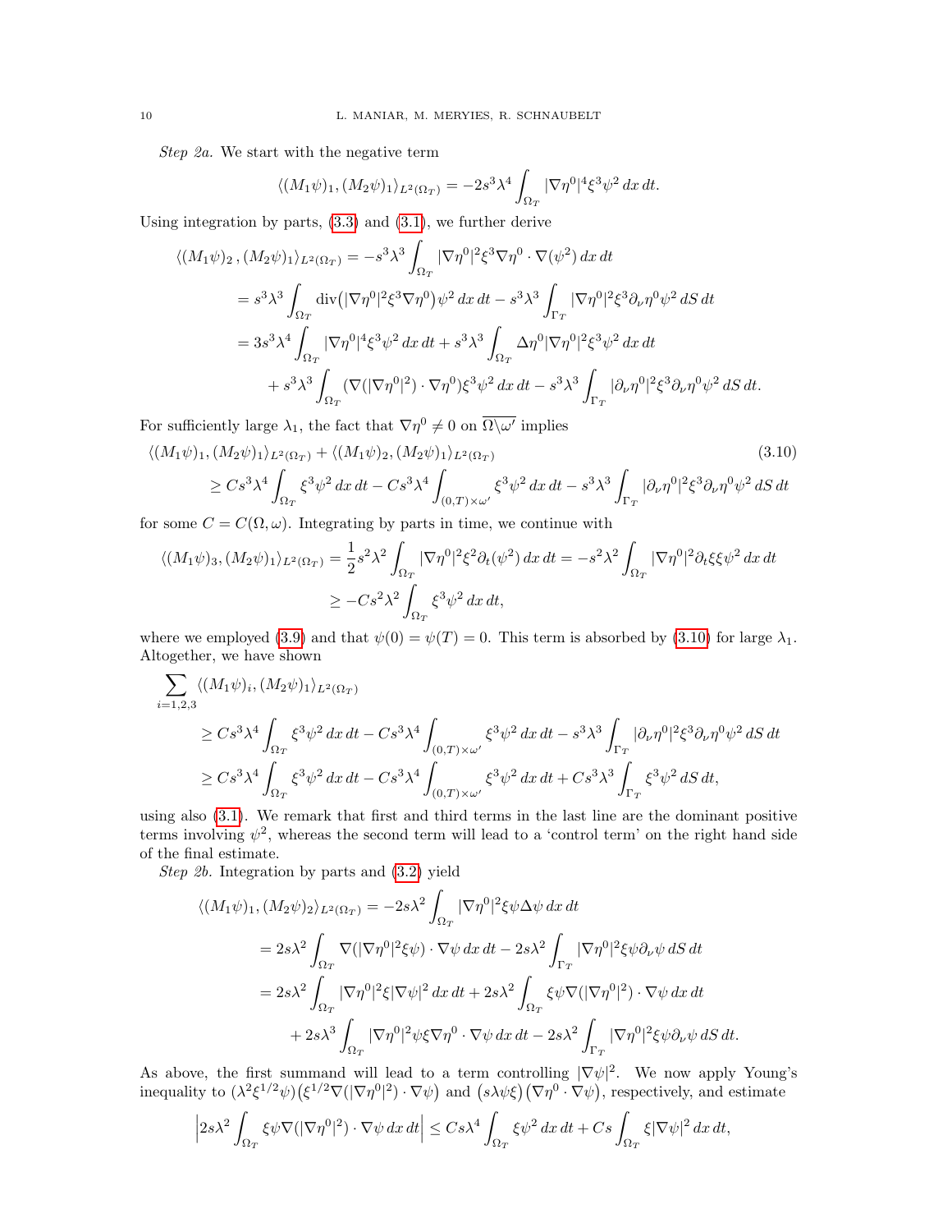*Step 2a.* We start with the negative term

$$\langle (M_1\psi)_1, (M_2\psi)_1\rangle_{L^2(\Omega_T)} = -2s^3\lambda^4 \int_{\Omega_T} |\nabla\eta^0|^4 \xi^3 \psi^2 \, dx\, dt.$$

Using integration by parts, (3.3) and (3.1), we further derive

$$\begin{aligned}
\langle (M_1\psi)_2\,, (M_2\psi)_1\rangle_{L^2(\Omega_T)} &= -s^3\lambda^3 \int_{\Omega_T} |\nabla\eta^0|^2 \xi^3 \nabla\eta^0 \cdot \nabla(\psi^2)\, dx\, dt \\
&= s^3\lambda^3 \int_{\Omega_T} \operatorname{div}\big(|\nabla\eta^0|^2\xi^3\nabla\eta^0\big)\psi^2\, dx\, dt - s^3\lambda^3 \int_{\Gamma_T} |\nabla\eta^0|^2\xi^3 \partial_\nu\eta^0\psi^2\, dS\, dt \\
&= 3s^3\lambda^4 \int_{\Omega_T} |\nabla\eta^0|^4\xi^3\psi^2\, dx\, dt + s^3\lambda^3\int_{\Omega_T} \Delta\eta^0 |\nabla\eta^0|^2\xi^3\psi^2\, dx\, dt \\
&\quad + s^3\lambda^3 \int_{\Omega_T} (\nabla(|\nabla\eta^0|^2)\cdot\nabla\eta^0)\xi^3\psi^2\, dx\, dt - s^3\lambda^3 \int_{\Gamma_T} |\partial_\nu\eta^0|^2\xi^3\partial_\nu\eta^0\psi^2\, dS\, dt.
\end{aligned}$$

For sufficiently large $\lambda_1$, the fact that $\nabla\eta^0 \neq 0$ on $\overline{\Omega\backslash\omega'}$ implies

$$\begin{aligned}
&\langle (M_1\psi)_1, (M_2\psi)_1\rangle_{L^2(\Omega_T)} + \langle (M_1\psi)_2, (M_2\psi)_1\rangle_{L^2(\Omega_T)} \qquad (3.10)\\
&\quad \geq Cs^3\lambda^4 \int_{\Omega_T} \xi^3\psi^2\, dx\, dt - Cs^3\lambda^4 \int_{(0,T)\times\omega'} \xi^3\psi^2\, dx\, dt - s^3\lambda^3 \int_{\Gamma_T} |\partial_\nu\eta^0|^2\xi^3\partial_\nu\eta^0\psi^2\, dS\, dt
\end{aligned}$$

for some $C = C(\Omega,\omega)$. Integrating by parts in time, we continue with

$$\begin{aligned}
\langle (M_1\psi)_3, (M_2\psi)_1\rangle_{L^2(\Omega_T)} &= \frac{1}{2}s^2\lambda^2 \int_{\Omega_T} |\nabla\eta^0|^2\xi^2\partial_t(\psi^2)\, dx\, dt = -s^2\lambda^2\int_{\Omega_T} |\nabla\eta^0|^2 \partial_t\xi\xi\psi^2\, dx\, dt \\
&\geq -Cs^2\lambda^2 \int_{\Omega_T} \xi^3\psi^2\, dx\, dt,
\end{aligned}$$

where we employed (3.9) and that $\psi(0) = \psi(T) = 0$. This term is absorbed by (3.10) for large $\lambda_1$. Altogether, we have shown

$$\begin{aligned}
&\sum_{i=1,2,3} \langle (M_1\psi)_i, (M_2\psi)_1\rangle_{L^2(\Omega_T)} \\
&\quad \geq Cs^3\lambda^4 \int_{\Omega_T} \xi^3\psi^2\, dx\, dt - Cs^3\lambda^4 \int_{(0,T)\times\omega'} \xi^3\psi^2\, dx\, dt - s^3\lambda^3\int_{\Gamma_T} |\partial_\nu\eta^0|^2\xi^3\partial_\nu\eta^0\psi^2\, dS\, dt \\
&\quad \geq Cs^3\lambda^4 \int_{\Omega_T} \xi^3\psi^2\, dx\, dt - Cs^3\lambda^4\int_{(0,T)\times\omega'}\xi^3\psi^2\, dx\, dt + Cs^3\lambda^3 \int_{\Gamma_T} \xi^3\psi^2\, dS\, dt,
\end{aligned}$$

using also (3.1). We remark that first and third terms in the last line are the dominant positive terms involving $\psi^2$, whereas the second term will lead to a 'control term' on the right hand side of the final estimate.

*Step 2b.* Integration by parts and (3.2) yield

$$\begin{aligned}
\langle (M_1\psi)_1, (M_2\psi)_2\rangle_{L^2(\Omega_T)} &= -2s\lambda^2 \int_{\Omega_T} |\nabla\eta^0|^2\xi\psi\Delta\psi\, dx\, dt \\
&= 2s\lambda^2 \int_{\Omega_T} \nabla(|\nabla\eta^0|^2\xi\psi)\cdot\nabla\psi\, dx\, dt - 2s\lambda^2\int_{\Gamma_T} |\nabla\eta^0|^2\xi\psi\partial_\nu\psi\, dS\, dt \\
&= 2s\lambda^2 \int_{\Omega_T} |\nabla\eta^0|^2\xi|\nabla\psi|^2\, dx\, dt + 2s\lambda^2 \int_{\Omega_T} \xi\psi\nabla(|\nabla\eta^0|^2)\cdot\nabla\psi\, dx\, dt \\
&\quad + 2s\lambda^3\int_{\Omega_T} |\nabla\eta^0|^2\psi\xi\nabla\eta^0\cdot\nabla\psi\, dx\, dt - 2s\lambda^2\int_{\Gamma_T} |\nabla\eta^0|^2\xi\psi\partial_\nu\psi\, dS\, dt.
\end{aligned}$$

As above, the first summand will lead to a term controlling $|\nabla\psi|^2$. We now apply Young's inequality to $(\lambda^2\xi^{1/2}\psi)\big(\xi^{1/2}\nabla(|\nabla\eta^0|^2)\cdot\nabla\psi\big)$ and $\big(s\lambda\psi\xi\big)\big(\nabla\eta^0\cdot\nabla\psi\big)$, respectively, and estimate

$$\Big|2s\lambda^2\int_{\Omega_T} \xi\psi\nabla(|\nabla\eta^0|^2)\cdot\nabla\psi\, dx\, dt\Big| \leq Cs\lambda^4 \int_{\Omega_T} \xi\psi^2\, dx\, dt + Cs\int_{\Omega_T} \xi|\nabla\psi|^2\, dx\, dt,$$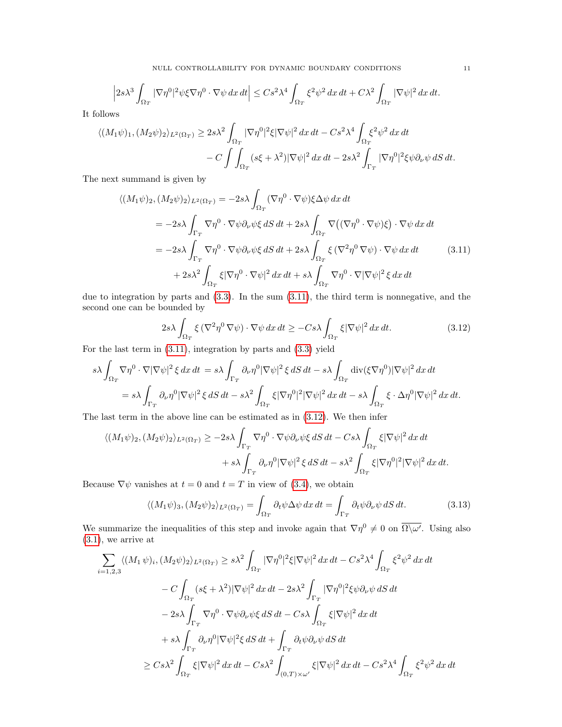$$\Big|2s\lambda^3 \int_{\Omega_T} |\nabla\eta^0|^2 \psi \xi \nabla\eta^0 \cdot \nabla\psi \, dx\, dt\Big| \le Cs^2\lambda^4 \int_{\Omega_T} \xi^2\psi^2 \, dx\, dt + C\lambda^2 \int_{\Omega_T} |\nabla\psi|^2 \, dx\, dt.$$

It follows

$$\begin{aligned}
\langle (M_1\psi)_1, (M_2\psi)_2\rangle_{L^2(\Omega_T)} \ge 2s\lambda^2 &\int_{\Omega_T} |\nabla\eta^0|^2 \xi |\nabla\psi|^2 \, dx\, dt - Cs^2\lambda^4 \int_{\Omega_T} \xi^2\psi^2 \, dx\, dt \\
&- C \int\int_{\Omega_T} (s\xi + \lambda^2)|\nabla\psi|^2 \, dx\, dt - 2s\lambda^2 \int_{\Gamma_T} |\nabla\eta^0|^2 \xi\psi\partial_\nu\psi \, dS\, dt.
\end{aligned}$$

The next summand is given by

$$\begin{aligned}
\langle (M_1\psi)_2, (M_2\psi)_2\rangle_{L^2(\Omega_T)} &= -2s\lambda \int_{\Omega_T} (\nabla\eta^0\cdot\nabla\psi)\xi\Delta\psi \, dx\, dt \\
&= -2s\lambda \int_{\Gamma_T} \nabla\eta^0\cdot\nabla\psi\partial_\nu\psi\xi \, dS\, dt + 2s\lambda \int_{\Omega_T} \nabla\big((\nabla\eta^0\cdot\nabla\psi)\xi\big)\cdot\nabla\psi \, dx\, dt \\
&= -2s\lambda \int_{\Gamma_T} \nabla\eta^0\cdot\nabla\psi\partial_\nu\psi\xi \, dS\, dt + 2s\lambda \int_{\Omega_T} \xi\,(\nabla^2\eta^0\,\nabla\psi)\cdot\nabla\psi \, dx\, dt \qquad (3.11)\\
&\quad + 2s\lambda^2 \int_{\Omega_T} \xi|\nabla\eta^0\cdot\nabla\psi|^2 \, dx\, dt + s\lambda \int_{\Omega_T} \nabla\eta^0\cdot\nabla|\nabla\psi|^2\,\xi \, dx\, dt
\end{aligned}$$

due to integration by parts and (3.3). In the sum (3.11), the third term is nonnegative, and the second one can be bounded by

$$2s\lambda \int_{\Omega_T} \xi\,(\nabla^2\eta^0\,\nabla\psi)\cdot\nabla\psi \, dx\, dt \ge -Cs\lambda \int_{\Omega_T} \xi|\nabla\psi|^2 \, dx\, dt. \qquad (3.12)$$

For the last term in (3.11), integration by parts and (3.3) yield

$$\begin{aligned}
s\lambda \int_{\Omega_T} \nabla\eta^0\cdot\nabla|\nabla\psi|^2\,\xi \, dx\, dt &= s\lambda \int_{\Gamma_T} \partial_\nu\eta^0|\nabla\psi|^2\,\xi \, dS\, dt - s\lambda \int_{\Omega_T} \operatorname{div}(\xi\nabla\eta^0)|\nabla\psi|^2 \, dx\, dt \\
&= s\lambda \int_{\Gamma_T} \partial_\nu\eta^0|\nabla\psi|^2\,\xi \, dS\, dt - s\lambda^2 \int_{\Omega_T} \xi|\nabla\eta^0|^2|\nabla\psi|^2 \, dx\, dt - s\lambda \int_{\Omega_T} \xi\cdot\Delta\eta^0|\nabla\psi|^2 \, dx\, dt.
\end{aligned}$$

The last term in the above line can be estimated as in (3.12). We then infer

$$\begin{aligned}
\langle (M_1\psi)_2, (M_2\psi)_2\rangle_{L^2(\Omega_T)} \ge -2s\lambda &\int_{\Gamma_T} \nabla\eta^0\cdot\nabla\psi\partial_\nu\psi\xi \, dS\, dt - Cs\lambda \int_{\Omega_T} \xi|\nabla\psi|^2 \, dx\, dt \\
&+ s\lambda \int_{\Gamma_T} \partial_\nu\eta^0|\nabla\psi|^2\,\xi \, dS\, dt - s\lambda^2 \int_{\Omega_T} \xi|\nabla\eta^0|^2|\nabla\psi|^2 \, dx\, dt.
\end{aligned}$$

Because $\nabla\psi$ vanishes at $t = 0$ and $t = T$ in view of (3.4), we obtain

$$\langle (M_1\psi)_3, (M_2\psi)_2\rangle_{L^2(\Omega_T)} = \int_{\Omega_T} \partial_t\psi\Delta\psi \, dx\, dt = \int_{\Gamma_T} \partial_t\psi\partial_\nu\psi \, dS\, dt. \qquad (3.13)$$

We summarize the inequalities of this step and invoke again that $\nabla\eta^0 \neq 0$ on $\overline{\Omega\setminus\omega'}$. Using also (3.1), we arrive at

$$\begin{aligned}
\sum_{i=1,2,3} \langle (M_1\,\psi)_i, (M_2\psi)_2\rangle_{L^2(\Omega_T)} &\ge s\lambda^2 \int_{\Omega_T} |\nabla\eta^0|^2\xi|\nabla\psi|^2 \, dx\, dt - Cs^2\lambda^4 \int_{\Omega_T} \xi^2\psi^2 \, dx\, dt \\
&\quad - C\int_{\Omega_T} (s\xi+\lambda^2)|\nabla\psi|^2 \, dx\, dt - 2s\lambda^2 \int_{\Gamma_T} |\nabla\eta^0|^2\xi\psi\partial_\nu\psi \, dS\, dt \\
&\quad - 2s\lambda \int_{\Gamma_T} \nabla\eta^0\cdot\nabla\psi\partial_\nu\psi\xi \, dS\, dt - Cs\lambda \int_{\Omega_T} \xi|\nabla\psi|^2 \, dx\, dt \\
&\quad + s\lambda \int_{\Gamma_T} \partial_\nu\eta^0|\nabla\psi|^2\xi \, dS\, dt + \int_{\Gamma_T} \partial_t\psi\partial_\nu\psi \, dS\, dt \\
&\ge Cs\lambda^2 \int_{\Omega_T} \xi|\nabla\psi|^2 \, dx\, dt - Cs\lambda^2 \int_{(0,T)\times\omega'} \xi|\nabla\psi|^2 \, dx\, dt - Cs^2\lambda^4 \int_{\Omega_T} \xi^2\psi^2 \, dx\, dt
\end{aligned}$$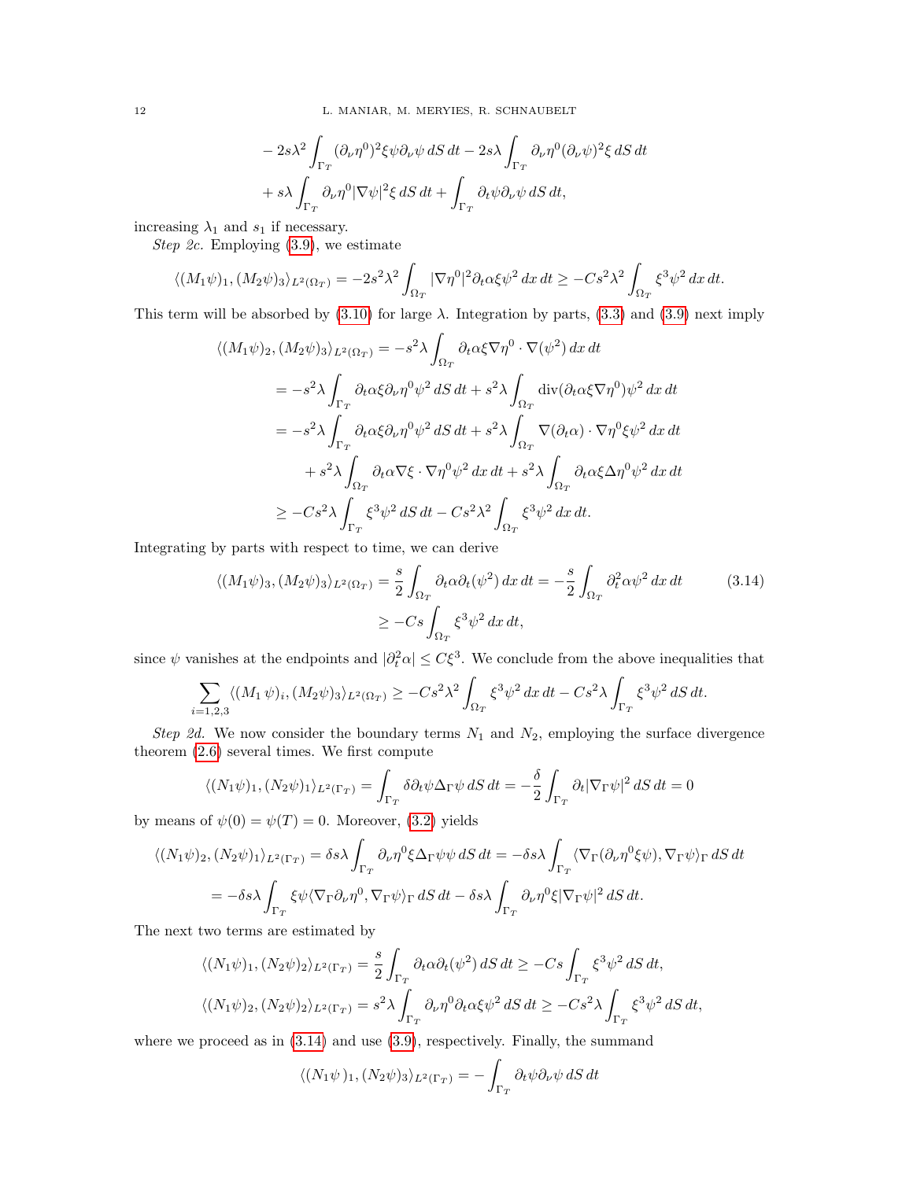$$
\begin{aligned}
&- 2s\lambda^2 \int_{\Gamma_T} (\partial_\nu \eta^0)^2 \xi \psi \partial_\nu \psi \, dS\, dt - 2s\lambda \int_{\Gamma_T} \partial_\nu \eta^0 (\partial_\nu \psi)^2 \xi \, dS\, dt \\
&+ s\lambda \int_{\Gamma_T} \partial_\nu \eta^0 |\nabla \psi|^2 \xi \, dS\, dt + \int_{\Gamma_T} \partial_t \psi \partial_\nu \psi \, dS\, dt,
\end{aligned}
$$

increasing $\lambda_1$ and $s_1$ if necessary.

*Step 2c.* Employing (3.9), we estimate

$$
\langle (M_1\psi)_1, (M_2\psi)_3 \rangle_{L^2(\Omega_T)} = -2s^2\lambda^2 \int_{\Omega_T} |\nabla \eta^0|^2 \partial_t \alpha \xi \psi^2 \, dx\, dt \geq -Cs^2\lambda^2 \int_{\Omega_T} \xi^3 \psi^2 \, dx\, dt.
$$

This term will be absorbed by (3.10) for large $\lambda$. Integration by parts, (3.3) and (3.9) next imply

$$
\begin{aligned}
\langle (M_1\psi)_2, (M_2\psi)_3 \rangle_{L^2(\Omega_T)} &= -s^2\lambda \int_{\Omega_T} \partial_t \alpha \xi \nabla \eta^0 \cdot \nabla(\psi^2) \, dx\, dt \\
&= -s^2\lambda \int_{\Gamma_T} \partial_t \alpha \xi \partial_\nu \eta^0 \psi^2 \, dS\, dt + s^2\lambda \int_{\Omega_T} \operatorname{div}(\partial_t \alpha \xi \nabla \eta^0) \psi^2 \, dx\, dt \\
&= -s^2\lambda \int_{\Gamma_T} \partial_t \alpha \xi \partial_\nu \eta^0 \psi^2 \, dS\, dt + s^2\lambda \int_{\Omega_T} \nabla(\partial_t \alpha) \cdot \nabla \eta^0 \xi \psi^2 \, dx\, dt \\
&\quad + s^2\lambda \int_{\Omega_T} \partial_t \alpha \nabla \xi \cdot \nabla \eta^0 \psi^2 \, dx\, dt + s^2\lambda \int_{\Omega_T} \partial_t \alpha \xi \Delta \eta^0 \psi^2 \, dx\, dt \\
&\geq -Cs^2\lambda \int_{\Gamma_T} \xi^3 \psi^2 \, dS\, dt - Cs^2\lambda^2 \int_{\Omega_T} \xi^3 \psi^2 \, dx\, dt.
\end{aligned}
$$

Integrating by parts with respect to time, we can derive

$$
\begin{aligned}
\langle (M_1\psi)_3, (M_2\psi)_3 \rangle_{L^2(\Omega_T)} &= \frac{s}{2} \int_{\Omega_T} \partial_t \alpha \partial_t(\psi^2) \, dx\, dt = -\frac{s}{2} \int_{\Omega_T} \partial_t^2 \alpha \psi^2 \, dx\, dt \\
&\geq -Cs \int_{\Omega_T} \xi^3 \psi^2 \, dx\, dt,
\end{aligned}
\tag{3.14}
$$

since $\psi$ vanishes at the endpoints and $|\partial_t^2 \alpha| \leq C\xi^3$. We conclude from the above inequalities that

$$
\sum_{i=1,2,3} \langle (M_1\,\psi)_i, (M_2\psi)_3 \rangle_{L^2(\Omega_T)} \geq -Cs^2\lambda^2 \int_{\Omega_T} \xi^3 \psi^2 \, dx\, dt - Cs^2\lambda \int_{\Gamma_T} \xi^3 \psi^2 \, dS\, dt.
$$

*Step 2d.* We now consider the boundary terms $N_1$ and $N_2$, employing the surface divergence theorem (2.6) several times. We first compute

$$
\langle (N_1\psi)_1, (N_2\psi)_1 \rangle_{L^2(\Gamma_T)} = \int_{\Gamma_T} \delta \partial_t \psi \Delta_\Gamma \psi \, dS\, dt = -\frac{\delta}{2} \int_{\Gamma_T} \partial_t |\nabla_\Gamma \psi|^2 \, dS\, dt = 0
$$

by means of $\psi(0) = \psi(T) = 0$. Moreover, (3.2) yields

$$
\begin{aligned}
\langle (N_1\psi)_2, (N_2\psi)_1 \rangle_{L^2(\Gamma_T)} &= \delta s\lambda \int_{\Gamma_T} \partial_\nu \eta^0 \xi \Delta_\Gamma \psi \psi \, dS\, dt = -\delta s\lambda \int_{\Gamma_T} \langle \nabla_\Gamma(\partial_\nu \eta^0 \xi \psi), \nabla_\Gamma \psi \rangle_\Gamma \, dS\, dt \\
&= -\delta s\lambda \int_{\Gamma_T} \xi \psi \langle \nabla_\Gamma \partial_\nu \eta^0, \nabla_\Gamma \psi \rangle_\Gamma \, dS\, dt - \delta s\lambda \int_{\Gamma_T} \partial_\nu \eta^0 \xi |\nabla_\Gamma \psi|^2 \, dS\, dt.
\end{aligned}
$$

The next two terms are estimated by

$$
\begin{aligned}
\langle (N_1\psi)_1, (N_2\psi)_2 \rangle_{L^2(\Gamma_T)} &= \frac{s}{2} \int_{\Gamma_T} \partial_t \alpha \partial_t(\psi^2) \, dS\, dt \geq -Cs \int_{\Gamma_T} \xi^3 \psi^2 \, dS\, dt, \\
\langle (N_1\psi)_2, (N_2\psi)_2 \rangle_{L^2(\Gamma_T)} &= s^2\lambda \int_{\Gamma_T} \partial_\nu \eta^0 \partial_t \alpha \xi \psi^2 \, dS\, dt \geq -Cs^2\lambda \int_{\Gamma_T} \xi^3 \psi^2 \, dS\, dt,
\end{aligned}
$$

where we proceed as in (3.14) and use (3.9), respectively. Finally, the summand

$$
\langle (N_1\psi\,)_1, (N_2\psi)_3 \rangle_{L^2(\Gamma_T)} = -\int_{\Gamma_T} \partial_t \psi \partial_\nu \psi \, dS\, dt
$$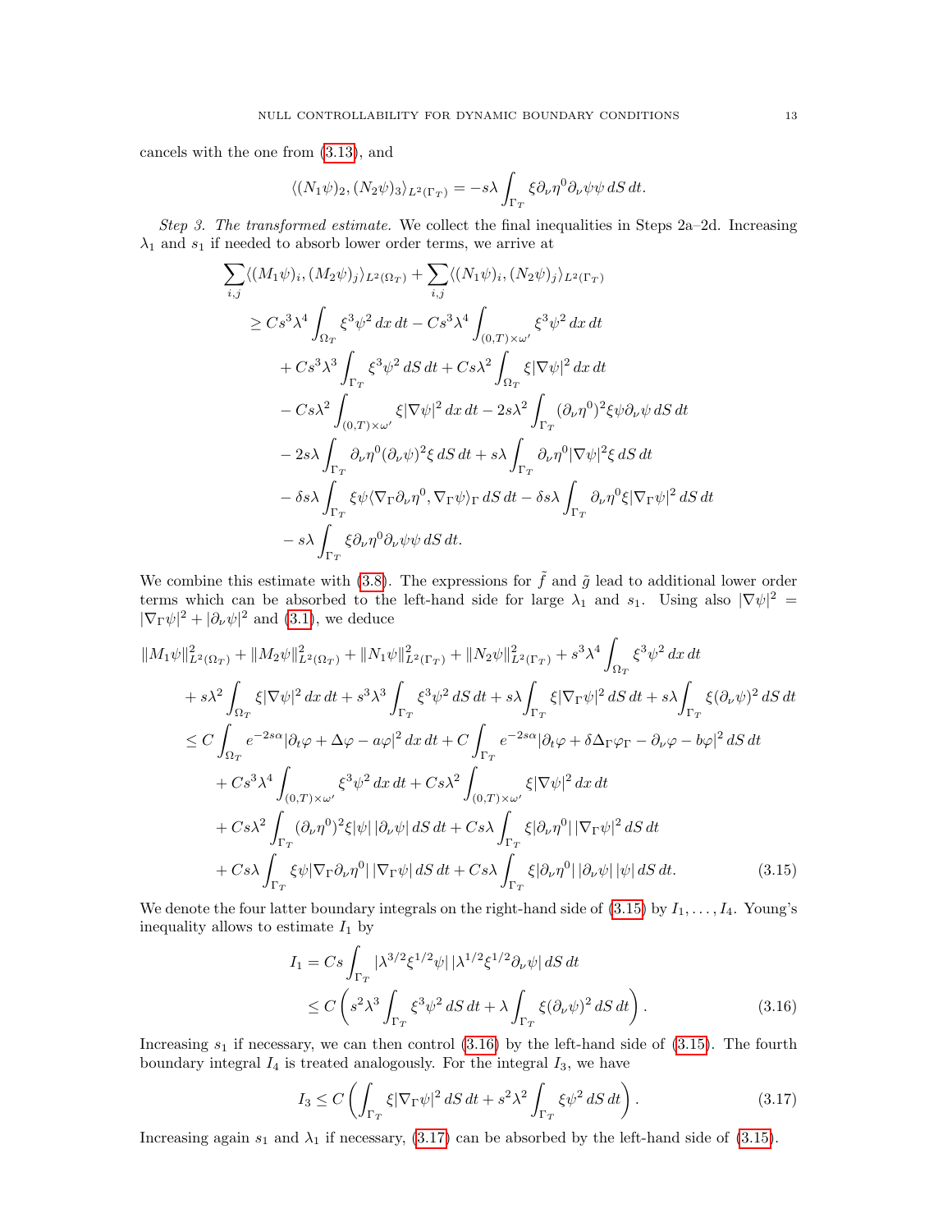cancels with the one from (3.13), and

$$\langle (N_1\psi)_2, (N_2\psi)_3\rangle_{L^2(\Gamma_T)} = -s\lambda \int_{\Gamma_T} \xi \partial_\nu \eta^0 \partial_\nu \psi \psi \, dS\, dt.$$

*Step 3. The transformed estimate.* We collect the final inequalities in Steps 2a–2d. Increasing $\lambda_1$ and $s_1$ if needed to absorb lower order terms, we arrive at

$$\begin{aligned}
&\sum_{i,j} \langle (M_1\psi)_i, (M_2\psi)_j\rangle_{L^2(\Omega_T)} + \sum_{i,j} \langle (N_1\psi)_i, (N_2\psi)_j\rangle_{L^2(\Gamma_T)} \\
&\quad \geq Cs^3\lambda^4 \int_{\Omega_T} \xi^3\psi^2 \, dx\, dt - Cs^3\lambda^4 \int_{(0,T)\times\omega'} \xi^3\psi^2 \, dx\, dt \\
&\qquad + Cs^3\lambda^3 \int_{\Gamma_T} \xi^3\psi^2 \, dS\, dt + Cs\lambda^2 \int_{\Omega_T} \xi |\nabla\psi|^2 \, dx\, dt \\
&\qquad - Cs\lambda^2 \int_{(0,T)\times\omega'} \xi |\nabla\psi|^2 \, dx\, dt - 2s\lambda^2 \int_{\Gamma_T} (\partial_\nu\eta^0)^2 \xi\psi\partial_\nu\psi \, dS\, dt \\
&\qquad - 2s\lambda \int_{\Gamma_T} \partial_\nu\eta^0 (\partial_\nu\psi)^2 \xi \, dS\, dt + s\lambda \int_{\Gamma_T} \partial_\nu\eta^0 |\nabla\psi|^2 \xi \, dS\, dt \\
&\qquad - \delta s\lambda \int_{\Gamma_T} \xi\psi \langle \nabla_\Gamma \partial_\nu\eta^0, \nabla_\Gamma\psi\rangle_\Gamma \, dS\, dt - \delta s\lambda \int_{\Gamma_T} \partial_\nu\eta^0 \xi |\nabla_\Gamma\psi|^2 \, dS\, dt \\
&\qquad - s\lambda \int_{\Gamma_T} \xi \partial_\nu\eta^0 \partial_\nu\psi\psi \, dS\, dt.
\end{aligned}$$

We combine this estimate with (3.8). The expressions for $\tilde f$ and $\tilde g$ lead to additional lower order terms which can be absorbed to the left-hand side for large $\lambda_1$ and $s_1$. Using also $|\nabla\psi|^2 = |\nabla_\Gamma\psi|^2 + |\partial_\nu\psi|^2$ and (3.1), we deduce

$$\begin{aligned}
&\|M_1\psi\|^2_{L^2(\Omega_T)} + \|M_2\psi\|^2_{L^2(\Omega_T)} + \|N_1\psi\|^2_{L^2(\Gamma_T)} + \|N_2\psi\|^2_{L^2(\Gamma_T)} + s^3\lambda^4 \int_{\Omega_T} \xi^3\psi^2 \, dx\, dt \\
&\quad + s\lambda^2 \int_{\Omega_T} \xi |\nabla\psi|^2 \, dx\, dt + s^3\lambda^3 \int_{\Gamma_T} \xi^3\psi^2 \, dS\, dt + s\lambda \int_{\Gamma_T} \xi |\nabla_\Gamma\psi|^2 \, dS\, dt + s\lambda \int_{\Gamma_T} \xi (\partial_\nu\psi)^2 \, dS\, dt \\
&\quad \leq C \int_{\Omega_T} e^{-2s\alpha} |\partial_t\varphi + \Delta\varphi - a\varphi|^2 \, dx\, dt + C \int_{\Gamma_T} e^{-2s\alpha} |\partial_t\varphi + \delta\Delta_\Gamma\varphi_\Gamma - \partial_\nu\varphi - b\varphi|^2 \, dS\, dt \\
&\qquad + Cs^3\lambda^4 \int_{(0,T)\times\omega'} \xi^3\psi^2 \, dx\, dt + Cs\lambda^2 \int_{(0,T)\times\omega'} \xi |\nabla\psi|^2 \, dx\, dt \\
&\qquad + Cs\lambda^2 \int_{\Gamma_T} (\partial_\nu\eta^0)^2 \xi |\psi|\, |\partial_\nu\psi| \, dS\, dt + Cs\lambda \int_{\Gamma_T} \xi |\partial_\nu\eta^0|\, |\nabla_\Gamma\psi|^2 \, dS\, dt \\
&\qquad + Cs\lambda \int_{\Gamma_T} \xi\psi |\nabla_\Gamma \partial_\nu\eta^0|\, |\nabla_\Gamma\psi| \, dS\, dt + Cs\lambda \int_{\Gamma_T} \xi |\partial_\nu\eta^0|\, |\partial_\nu\psi|\, |\psi| \, dS\, dt.
\end{aligned} \tag{3.15}$$

We denote the four latter boundary integrals on the right-hand side of (3.15) by $I_1, \dots, I_4$. Young's inequality allows to estimate $I_1$ by

$$\begin{aligned}
I_1 &= Cs \int_{\Gamma_T} |\lambda^{3/2}\xi^{1/2}\psi|\, |\lambda^{1/2}\xi^{1/2}\partial_\nu\psi| \, dS\, dt \\
&\leq C \left( s^2\lambda^3 \int_{\Gamma_T} \xi^3\psi^2 \, dS\, dt + \lambda \int_{\Gamma_T} \xi (\partial_\nu\psi)^2 \, dS\, dt \right).
\end{aligned} \tag{3.16}$$

Increasing $s_1$ if necessary, we can then control (3.16) by the left-hand side of (3.15). The fourth boundary integral $I_4$ is treated analogously. For the integral $I_3$, we have

$$I_3 \leq C \left( \int_{\Gamma_T} \xi |\nabla_\Gamma\psi|^2 \, dS\, dt + s^2\lambda^2 \int_{\Gamma_T} \xi\psi^2 \, dS\, dt \right). \tag{3.17}$$

Increasing again $s_1$ and $\lambda_1$ if necessary, (3.17) can be absorbed by the left-hand side of (3.15).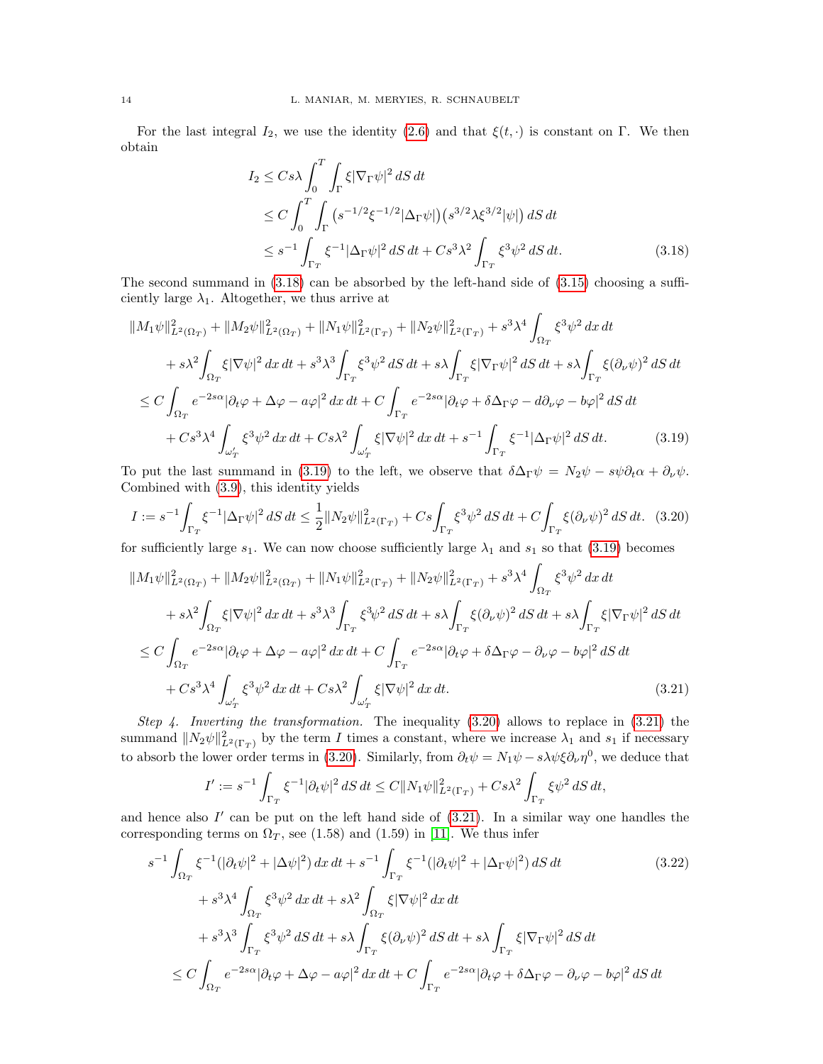For the last integral $I_2$, we use the identity (2.6) and that $\xi(t,\cdot)$ is constant on $\Gamma$. We then obtain

$$
\begin{aligned}
I_2 &\le Cs\lambda \int_0^T \int_\Gamma \xi |\nabla_\Gamma \psi|^2 \, dS\, dt \\
&\le C \int_0^T \int_\Gamma \big(s^{-1/2}\xi^{-1/2}|\Delta_\Gamma \psi|\big)\big(s^{3/2}\lambda \xi^{3/2}|\psi|\big)\, dS\, dt \\
&\le s^{-1}\int_{\Gamma_T} \xi^{-1}|\Delta_\Gamma \psi|^2\, dS\, dt + Cs^3\lambda^2 \int_{\Gamma_T} \xi^3 \psi^2 \, dS\, dt. \qquad (3.18)
\end{aligned}
$$

The second summand in (3.18) can be absorbed by the left-hand side of (3.15) choosing a sufficiently large $\lambda_1$. Altogether, we thus arrive at

$$
\begin{aligned}
&\|M_1\psi\|^2_{L^2(\Omega_T)} + \|M_2\psi\|^2_{L^2(\Omega_T)} + \|N_1\psi\|^2_{L^2(\Gamma_T)} + \|N_2\psi\|^2_{L^2(\Gamma_T)} + s^3\lambda^4 \int_{\Omega_T} \xi^3\psi^2\, dx\, dt \\
&\quad + s\lambda^2 \int_{\Omega_T} \xi |\nabla \psi|^2\, dx\, dt + s^3\lambda^3 \int_{\Gamma_T} \xi^3 \psi^2\, dS\, dt + s\lambda \int_{\Gamma_T} \xi |\nabla_\Gamma \psi|^2\, dS\, dt + s\lambda \int_{\Gamma_T} \xi (\partial_\nu \psi)^2\, dS\, dt \\
&\le C\int_{\Omega_T} e^{-2s\alpha}|\partial_t\varphi + \Delta\varphi - a\varphi|^2\, dx\, dt + C\int_{\Gamma_T} e^{-2s\alpha}|\partial_t \varphi + \delta\Delta_\Gamma\varphi - d\partial_\nu\varphi - b\varphi|^2\, dS\, dt \\
&\quad + Cs^3\lambda^4 \int_{\omega'_T} \xi^3\psi^2\, dx\, dt + Cs\lambda^2 \int_{\omega'_T} \xi |\nabla\psi|^2\, dx\, dt + s^{-1}\int_{\Gamma_T} \xi^{-1}|\Delta_\Gamma \psi|^2\, dS\, dt. \qquad (3.19)
\end{aligned}
$$

To put the last summand in (3.19) to the left, we observe that $\delta\Delta_\Gamma \psi = N_2\psi - s\psi\partial_t\alpha + \partial_\nu\psi$. Combined with (3.9), this identity yields

$$
I := s^{-1}\int_{\Gamma_T} \xi^{-1}|\Delta_\Gamma\psi|^2\, dS\, dt \le \frac{1}{2}\|N_2\psi\|^2_{L^2(\Gamma_T)} + Cs\int_{\Gamma_T} \xi^3\psi^2\, dS\, dt + C\int_{\Gamma_T} \xi(\partial_\nu\psi)^2\, dS\, dt. \quad (3.20)
$$

for sufficiently large $s_1$. We can now choose sufficiently large $\lambda_1$ and $s_1$ so that (3.19) becomes

$$
\begin{aligned}
&\|M_1\psi\|^2_{L^2(\Omega_T)} + \|M_2\psi\|^2_{L^2(\Omega_T)} + \|N_1\psi\|^2_{L^2(\Gamma_T)} + \|N_2\psi\|^2_{L^2(\Gamma_T)} + s^3\lambda^4 \int_{\Omega_T} \xi^3\psi^2\, dx\, dt \\
&\quad + s\lambda^2 \int_{\Omega_T} \xi |\nabla \psi|^2\, dx\, dt + s^3\lambda^3 \int_{\Gamma_T} \xi^3 \psi^2\, dS\, dt + s\lambda \int_{\Gamma_T} \xi (\partial_\nu \psi)^2\, dS\, dt + s\lambda \int_{\Gamma_T} \xi |\nabla_\Gamma \psi|^2\, dS\, dt \\
&\le C\int_{\Omega_T} e^{-2s\alpha}|\partial_t\varphi + \Delta\varphi - a\varphi|^2\, dx\, dt + C\int_{\Gamma_T} e^{-2s\alpha}|\partial_t \varphi + \delta\Delta_\Gamma\varphi - \partial_\nu\varphi - b\varphi|^2\, dS\, dt \\
&\quad + Cs^3\lambda^4 \int_{\omega'_T} \xi^3\psi^2\, dx\, dt + Cs\lambda^2 \int_{\omega'_T} \xi |\nabla\psi|^2\, dx\, dt. \qquad (3.21)
\end{aligned}
$$

*Step 4. Inverting the transformation.* The inequality (3.20) allows to replace in (3.21) the summand $\|N_2\psi\|^2_{L^2(\Gamma_T)}$ by the term $I$ times a constant, where we increase $\lambda_1$ and $s_1$ if necessary to absorb the lower order terms in (3.20). Similarly, from $\partial_t\psi = N_1\psi - s\lambda\psi\xi\partial_\nu\eta^0$, we deduce that

$$
I' := s^{-1}\int_{\Gamma_T} \xi^{-1}|\partial_t\psi|^2\, dS\, dt \le C\|N_1\psi\|^2_{L^2(\Gamma_T)} + Cs\lambda^2 \int_{\Gamma_T} \xi\psi^2\, dS\, dt,
$$

and hence also $I'$ can be put on the left hand side of (3.21). In a similar way one handles the corresponding terms on $\Omega_T$, see (1.58) and (1.59) in [11]. We thus infer

$$
\begin{aligned}
&s^{-1}\int_{\Omega_T} \xi^{-1}(|\partial_t\psi|^2 + |\Delta\psi|^2)\, dx\, dt + s^{-1}\int_{\Gamma_T} \xi^{-1}(|\partial_t\psi|^2 + |\Delta_\Gamma\psi|^2)\, dS\, dt \qquad (3.22)\\
&\quad + s^3\lambda^4 \int_{\Omega_T} \xi^3\psi^2\, dx\, dt + s\lambda^2 \int_{\Omega_T} \xi|\nabla\psi|^2\, dx\, dt \\
&\quad + s^3\lambda^3 \int_{\Gamma_T} \xi^3\psi^2\, dS\, dt + s\lambda \int_{\Gamma_T} \xi(\partial_\nu\psi)^2\, dS\, dt + s\lambda \int_{\Gamma_T} \xi|\nabla_\Gamma\psi|^2\, dS\, dt \\
&\le C\int_{\Omega_T} e^{-2s\alpha}|\partial_t\varphi + \Delta\varphi - a\varphi|^2\, dx\, dt + C\int_{\Gamma_T} e^{-2s\alpha}|\partial_t\varphi + \delta\Delta_\Gamma\varphi - \partial_\nu\varphi - b\varphi|^2\, dS\, dt
\end{aligned}
$$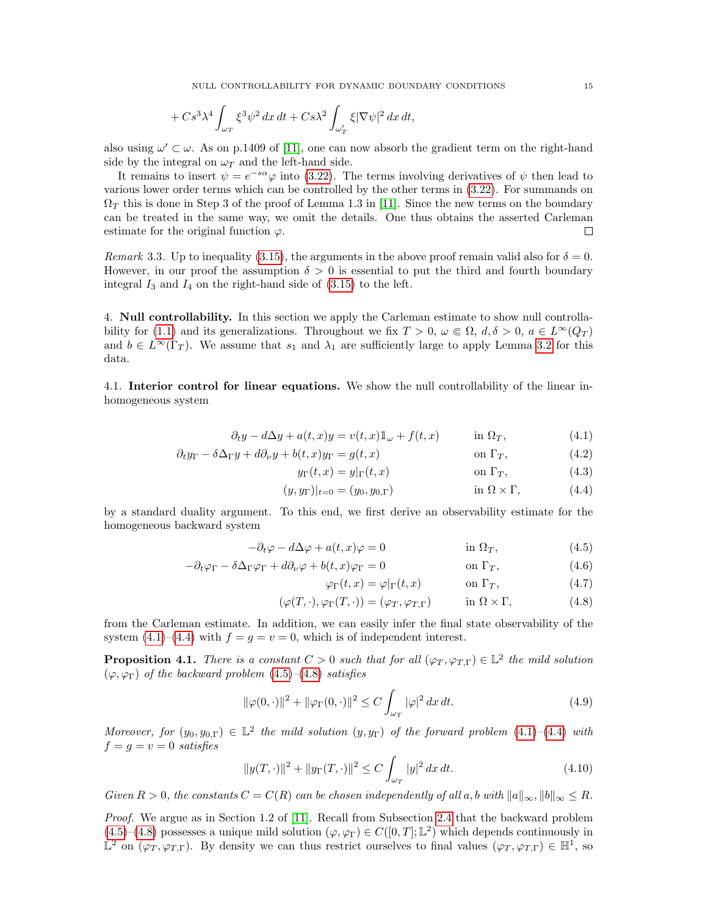$$+ Cs^3\lambda^4 \int_{\omega_T} \xi^3 \psi^2 \, dx\, dt + Cs\lambda^2 \int_{\omega_T'} \xi |\nabla \psi|^2 \, dx\, dt,$$

also using $\omega' \subset \omega$. As on p.1409 of [11], one can now absorb the gradient term on the right-hand side by the integral on $\omega_T$ and the left-hand side.

It remains to insert $\psi = e^{-s\alpha}\varphi$ into (3.22). The terms involving derivatives of $\psi$ then lead to various lower order terms which can be controlled by the other terms in (3.22). For summands on $\Omega_T$ this is done in Step 3 of the proof of Lemma 1.3 in [11]. Since the new terms on the boundary can be treated in the same way, we omit the details. One thus obtains the asserted Carleman estimate for the original function $\varphi$. □

*Remark* 3.3. Up to inequality (3.15), the arguments in the above proof remain valid also for $\delta = 0$. However, in our proof the assumption $\delta > 0$ is essential to put the third and fourth boundary integral $I_3$ and $I_4$ on the right-hand side of (3.15) to the left.

## 4. **Null controllability.**

In this section we apply the Carleman estimate to show null controllability for (1.1) and its generalizations. Throughout we fix $T > 0$, $\omega \Subset \Omega$, $d, \delta > 0$, $a \in L^\infty(Q_T)$ and $b \in L^\infty(\Gamma_T)$. We assume that $s_1$ and $\lambda_1$ are sufficiently large to apply Lemma 3.2 for this data.

### 4.1. **Interior control for linear equations.**

We show the null controllability of the linear inhomogeneous system

$$\partial_t y - d\Delta y + a(t,x) y = v(t,x)\mathbb{1}_\omega + f(t,x) \qquad \text{in } \Omega_T, \tag{4.1}$$

$$\partial_t y_\Gamma - \delta \Delta_\Gamma y + d\partial_\nu y + b(t,x) y_\Gamma = g(t,x) \qquad \text{on } \Gamma_T, \tag{4.2}$$

$$y_\Gamma(t,x) = y|_\Gamma(t,x) \qquad \text{on } \Gamma_T, \tag{4.3}$$

$$(y, y_\Gamma)|_{t=0} = (y_0, y_{0,\Gamma}) \qquad \text{in } \Omega \times \Gamma, \tag{4.4}$$

by a standard duality argument. To this end, we first derive an observability estimate for the homogeneous backward system

$$-\partial_t \varphi - d\Delta \varphi + a(t,x)\varphi = 0 \qquad \text{in } \Omega_T, \tag{4.5}$$

$$-\partial_t \varphi_\Gamma - \delta \Delta_\Gamma \varphi_\Gamma + d\partial_\nu \varphi + b(t,x)\varphi_\Gamma = 0 \qquad \text{on } \Gamma_T, \tag{4.6}$$

$$\varphi_\Gamma(t,x) = \varphi|_\Gamma(t,x) \qquad \text{on } \Gamma_T, \tag{4.7}$$

$$(\varphi(T,\cdot), \varphi_\Gamma(T,\cdot)) = (\varphi_T, \varphi_{T,\Gamma}) \qquad \text{in } \Omega \times \Gamma, \tag{4.8}$$

from the Carleman estimate. In addition, we can easily infer the final state observability of the system (4.1)–(4.4) with $f = g = v = 0$, which is of independent interest.

**Proposition 4.1.** *There is a constant $C > 0$ such that for all $(\varphi_T, \varphi_{T,\Gamma}) \in \mathbb{L}^2$ the mild solution $(\varphi, \varphi_\Gamma)$ of the backward problem (4.5)–(4.8) satisfies*

$$\|\varphi(0,\cdot)\|^2 + \|\varphi_\Gamma(0,\cdot)\|^2 \le C \int_{\omega_T} |\varphi|^2 \, dx\, dt. \tag{4.9}$$

*Moreover, for $(y_0, y_{0,\Gamma}) \in \mathbb{L}^2$ the mild solution $(y, y_\Gamma)$ of the forward problem (4.1)–(4.4) with $f = g = v = 0$ satisfies*

$$\|y(T,\cdot)\|^2 + \|y_\Gamma(T,\cdot)\|^2 \le C \int_{\omega_T} |y|^2 \, dx\, dt. \tag{4.10}$$

*Given $R > 0$, the constants $C = C(R)$ can be chosen independently of all $a, b$ with $\|a\|_\infty, \|b\|_\infty \le R$.*

*Proof.* We argue as in Section 1.2 of [11]. Recall from Subsection 2.4 that the backward problem (4.5)–(4.8) possesses a unique mild solution $(\varphi, \varphi_\Gamma) \in C([0,T]; \mathbb{L}^2)$ which depends continuously in $\mathbb{L}^2$ on $(\varphi_T, \varphi_{T,\Gamma})$. By density we can thus restrict ourselves to final values $(\varphi_T, \varphi_{T,\Gamma}) \in \mathbb{H}^1$, so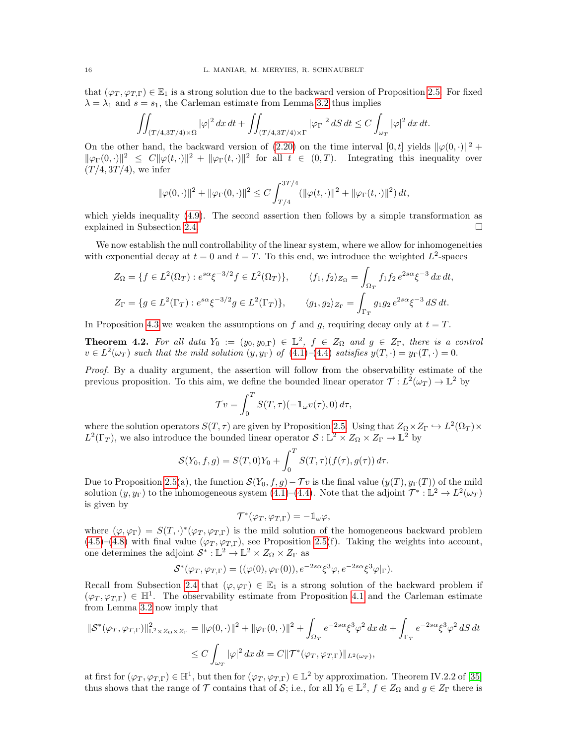that $(\varphi_T, \varphi_{T,\Gamma}) \in \mathbb{E}_1$ is a strong solution due to the backward version of Proposition 2.5. For fixed $\lambda = \lambda_1$ and $s = s_1$, the Carleman estimate from Lemma 3.2 thus implies

$$\iint_{(T/4,3T/4)\times\Omega} |\varphi|^2\,dx\,dt + \iint_{(T/4,3T/4)\times\Gamma} |\varphi_\Gamma|^2\,dS\,dt \le C\int_{\omega_T} |\varphi|^2\,dx\,dt.$$

On the other hand, the backward version of (2.20) on the time interval $[0,t]$ yields $\|\varphi(0,\cdot)\|^2 + \|\varphi_\Gamma(0,\cdot)\|^2 \le C\|\varphi(t,\cdot)\|^2 + \|\varphi_\Gamma(t,\cdot)\|^2$ for all $t \in (0,T)$. Integrating this inequality over $(T/4, 3T/4)$, we infer

$$\|\varphi(0,\cdot)\|^2 + \|\varphi_\Gamma(0,\cdot)\|^2 \le C\int_{T/4}^{3T/4} (\|\varphi(t,\cdot)\|^2 + \|\varphi_\Gamma(t,\cdot)\|^2)\,dt,$$

which yields inequality (4.9). The second assertion then follows by a simple transformation as explained in Subsection 2.4. □

We now establish the null controllability of the linear system, where we allow for inhomogeneities with exponential decay at $t = 0$ and $t = T$. To this end, we introduce the weighted $L^2$-spaces

$$Z_\Omega = \{f \in L^2(\Omega_T) : e^{s\alpha}\xi^{-3/2} f \in L^2(\Omega_T)\}, \qquad \langle f_1, f_2\rangle_{Z_\Omega} = \int_{\Omega_T} f_1 f_2\, e^{2s\alpha}\xi^{-3}\,dx\,dt,$$

$$Z_\Gamma = \{g \in L^2(\Gamma_T) : e^{s\alpha}\xi^{-3/2} g \in L^2(\Gamma_T)\}, \qquad \langle g_1, g_2\rangle_{Z_\Gamma} = \int_{\Gamma_T} g_1 g_2\, e^{2s\alpha}\xi^{-3}\,dS\,dt.$$

In Proposition 4.3 we weaken the assumptions on $f$ and $g$, requiring decay only at $t = T$.

**Theorem 4.2.** *For all data $Y_0 := (y_0, y_{0,\Gamma}) \in \mathbb{L}^2$, $f \in Z_\Omega$ and $g \in Z_\Gamma$, there is a control $v \in L^2(\omega_T)$ such that the mild solution $(y, y_\Gamma)$ of (4.1)–(4.4) satisfies $y(T,\cdot) = y_\Gamma(T,\cdot) = 0$.*

*Proof.* By a duality argument, the assertion will follow from the observability estimate of the previous proposition. To this aim, we define the bounded linear operator $\mathcal{T} : L^2(\omega_T) \to \mathbb{L}^2$ by

$$\mathcal{T}v = \int_0^T S(T,\tau)(-\mathbb{1}_\omega v(\tau), 0)\,d\tau,$$

where the solution operators $S(T,\tau)$ are given by Proposition 2.5. Using that $Z_\Omega \times Z_\Gamma \hookrightarrow L^2(\Omega_T) \times L^2(\Gamma_T)$, we also introduce the bounded linear operator $\mathcal{S} : \mathbb{L}^2 \times Z_\Omega \times Z_\Gamma \to \mathbb{L}^2$ by

$$\mathcal{S}(Y_0, f, g) = S(T,0)Y_0 + \int_0^T S(T,\tau)(f(\tau), g(\tau))\,d\tau.$$

Due to Proposition 2.5(a), the function $\mathcal{S}(Y_0, f, g) - \mathcal{T}v$ is the final value $(y(T), y_\Gamma(T))$ of the mild solution $(y, y_\Gamma)$ to the inhomogeneous system (4.1)–(4.4). Note that the adjoint $\mathcal{T}^* : \mathbb{L}^2 \to L^2(\omega_T)$ is given by

$$\mathcal{T}^*(\varphi_T, \varphi_{T,\Gamma}) = -\mathbb{1}_\omega \varphi,$$

where $(\varphi, \varphi_\Gamma) = S(T,\cdot)^*(\varphi_T, \varphi_{T,\Gamma})$ is the mild solution of the homogeneous backward problem (4.5)–(4.8) with final value $(\varphi_T, \varphi_{T,\Gamma})$, see Proposition 2.5(f). Taking the weights into account, one determines the adjoint $\mathcal{S}^* : \mathbb{L}^2 \to \mathbb{L}^2 \times Z_\Omega \times Z_\Gamma$ as

$$\mathcal{S}^*(\varphi_T, \varphi_{T,\Gamma}) = ((\varphi(0), \varphi_\Gamma(0)), e^{-2s\alpha}\xi^3\varphi, e^{-2s\alpha}\xi^3\varphi|_\Gamma).$$

Recall from Subsection 2.4 that $(\varphi, \varphi_\Gamma) \in \mathbb{E}_1$ is a strong solution of the backward problem if $(\varphi_T, \varphi_{T,\Gamma}) \in \mathbb{H}^1$. The observability estimate from Proposition 4.1 and the Carleman estimate from Lemma 3.2 now imply that

$$\begin{aligned}\|\mathcal{S}^*(\varphi_T, \varphi_{T,\Gamma})\|^2_{\mathbb{L}^2\times Z_\Omega\times Z_\Gamma} &= \|\varphi(0,\cdot)\|^2 + \|\varphi_\Gamma(0,\cdot)\|^2 + \int_{\Omega_T} e^{-2s\alpha}\xi^3\varphi^2\,dx\,dt + \int_{\Gamma_T} e^{-2s\alpha}\xi^3\varphi^2\,dS\,dt \\ &\le C\int_{\omega_T} |\varphi|^2\,dx\,dt = C\|\mathcal{T}^*(\varphi_T, \varphi_{T,\Gamma})\|_{L^2(\omega_T)},\end{aligned}$$

at first for $(\varphi_T, \varphi_{T,\Gamma}) \in \mathbb{H}^1$, but then for $(\varphi_T, \varphi_{T,\Gamma}) \in \mathbb{L}^2$ by approximation. Theorem IV.2.2 of [35] thus shows that the range of $\mathcal{T}$ contains that of $\mathcal{S}$; i.e., for all $Y_0 \in \mathbb{L}^2$, $f \in Z_\Omega$ and $g \in Z_\Gamma$ there is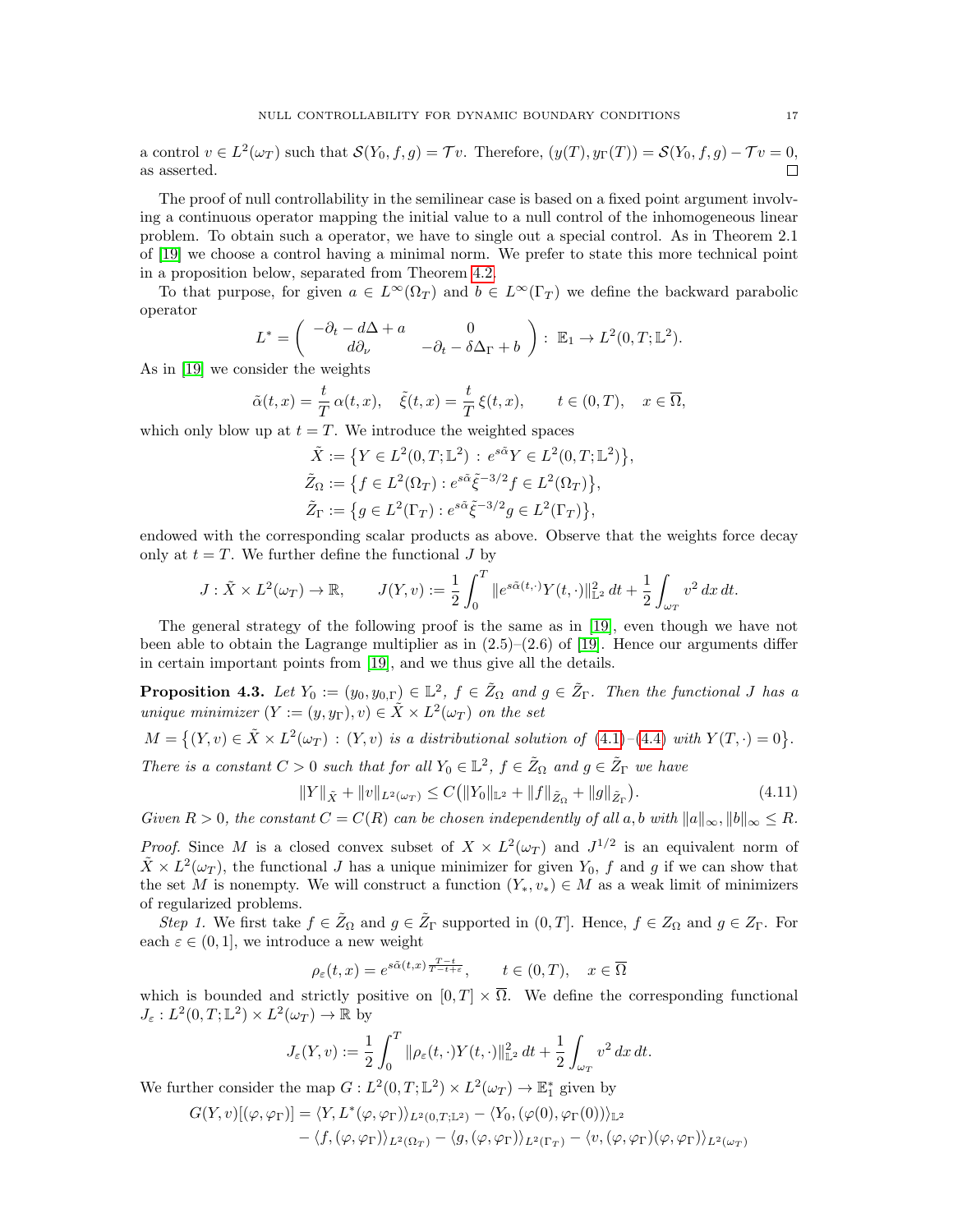a control $v \in L^2(\omega_T)$ such that $\mathcal{S}(Y_0, f, g) = \mathcal{T}v$. Therefore, $(y(T), y_\Gamma(T)) = \mathcal{S}(Y_0, f, g) - \mathcal{T}v = 0$, as asserted. $\square$

The proof of null controllability in the semilinear case is based on a fixed point argument involving a continuous operator mapping the initial value to a null control of the inhomogeneous linear problem. To obtain such a operator, we have to single out a special control. As in Theorem 2.1 of [19] we choose a control having a minimal norm. We prefer to state this more technical point in a proposition below, separated from Theorem 4.2.

To that purpose, for given $a \in L^\infty(\Omega_T)$ and $b \in L^\infty(\Gamma_T)$ we define the backward parabolic operator

$$L^* = \begin{pmatrix} -\partial_t - d\Delta + a & 0 \\ d\partial_\nu & -\partial_t - \delta\Delta_\Gamma + b \end{pmatrix} : \mathbb{E}_1 \to L^2(0,T;\mathbb{L}^2).$$

As in [19] we consider the weights

$$\tilde{\alpha}(t,x) = \frac{t}{T}\,\alpha(t,x), \quad \tilde{\xi}(t,x) = \frac{t}{T}\,\xi(t,x), \qquad t \in (0,T), \quad x \in \overline{\Omega},$$

which only blow up at $t = T$. We introduce the weighted spaces

$$\tilde{X} := \big\{ Y \in L^2(0,T;\mathbb{L}^2) : e^{s\tilde{\alpha}} Y \in L^2(0,T;\mathbb{L}^2) \big\},$$
$$\tilde{Z}_\Omega := \big\{ f \in L^2(\Omega_T) : e^{s\tilde{\alpha}} \tilde{\xi}^{-3/2} f \in L^2(\Omega_T) \big\},$$
$$\tilde{Z}_\Gamma := \big\{ g \in L^2(\Gamma_T) : e^{s\tilde{\alpha}} \tilde{\xi}^{-3/2} g \in L^2(\Gamma_T) \big\},$$

endowed with the corresponding scalar products as above. Observe that the weights force decay only at $t = T$. We further define the functional $J$ by

$$J : \tilde{X} \times L^2(\omega_T) \to \mathbb{R}, \qquad J(Y,v) := \frac{1}{2}\int_0^T \|e^{s\tilde{\alpha}(t,\cdot)} Y(t,\cdot)\|_{\mathbb{L}^2}^2 \, dt + \frac{1}{2}\int_{\omega_T} v^2 \, dx\, dt.$$

The general strategy of the following proof is the same as in [19], even though we have not been able to obtain the Lagrange multiplier as in (2.5)–(2.6) of [19]. Hence our arguments differ in certain important points from [19], and we thus give all the details.

**Proposition 4.3.** *Let $Y_0 := (y_0, y_{0,\Gamma}) \in \mathbb{L}^2$, $f \in \tilde{Z}_\Omega$ and $g \in \tilde{Z}_\Gamma$. Then the functional $J$ has a unique minimizer $(Y := (y, y_\Gamma), v) \in \tilde{X} \times L^2(\omega_T)$ on the set*

$$M = \big\{ (Y,v) \in \tilde{X} \times L^2(\omega_T) : (Y,v) \text{ is a distributional solution of (4.1)–(4.4) with } Y(T,\cdot) = 0 \big\}.$$

*There is a constant $C > 0$ such that for all $Y_0 \in \mathbb{L}^2$, $f \in \tilde{Z}_\Omega$ and $g \in \tilde{Z}_\Gamma$ we have*

$$\|Y\|_{\tilde{X}} + \|v\|_{L^2(\omega_T)} \le C\big( \|Y_0\|_{\mathbb{L}^2} + \|f\|_{\tilde{Z}_\Omega} + \|g\|_{\tilde{Z}_\Gamma} \big). \tag{4.11}$$

*Given $R > 0$, the constant $C = C(R)$ can be chosen independently of all $a, b$ with $\|a\|_\infty, \|b\|_\infty \le R$.*

*Proof.* Since $M$ is a closed convex subset of $X \times L^2(\omega_T)$ and $J^{1/2}$ is an equivalent norm of $\tilde{X} \times L^2(\omega_T)$, the functional $J$ has a unique minimizer for given $Y_0$, $f$ and $g$ if we can show that the set $M$ is nonempty. We will construct a function $(Y_*, v_*) \in M$ as a weak limit of minimizers of regularized problems.

*Step 1.* We first take $f \in \tilde{Z}_\Omega$ and $g \in \tilde{Z}_\Gamma$ supported in $(0,T]$. Hence, $f \in Z_\Omega$ and $g \in Z_\Gamma$. For each $\varepsilon \in (0,1]$, we introduce a new weight

$$\rho_\varepsilon(t,x) = e^{s\tilde{\alpha}(t,x)\frac{T-t}{T-t+\varepsilon}}, \qquad t \in (0,T), \quad x \in \overline{\Omega}$$

which is bounded and strictly positive on $[0,T] \times \overline{\Omega}$. We define the corresponding functional $J_\varepsilon : L^2(0,T;\mathbb{L}^2) \times L^2(\omega_T) \to \mathbb{R}$ by

$$J_\varepsilon(Y,v) := \frac{1}{2}\int_0^T \|\rho_\varepsilon(t,\cdot) Y(t,\cdot)\|_{\mathbb{L}^2}^2 \, dt + \frac{1}{2}\int_{\omega_T} v^2 \, dx\, dt.$$

We further consider the map $G : L^2(0,T;\mathbb{L}^2) \times L^2(\omega_T) \to \mathbb{E}_1^*$ given by

$$\begin{aligned} G(Y,v)[(\varphi,\varphi_\Gamma)] = {} & \langle Y, L^*(\varphi,\varphi_\Gamma)\rangle_{L^2(0,T;\mathbb{L}^2)} - \langle Y_0, (\varphi(0), \varphi_\Gamma(0))\rangle_{\mathbb{L}^2} \\ & - \langle f, (\varphi,\varphi_\Gamma)\rangle_{L^2(\Omega_T)} - \langle g, (\varphi,\varphi_\Gamma)\rangle_{L^2(\Gamma_T)} - \langle v, (\varphi,\varphi_\Gamma)(\varphi,\varphi_\Gamma)\rangle_{L^2(\omega_T)} \end{aligned}$$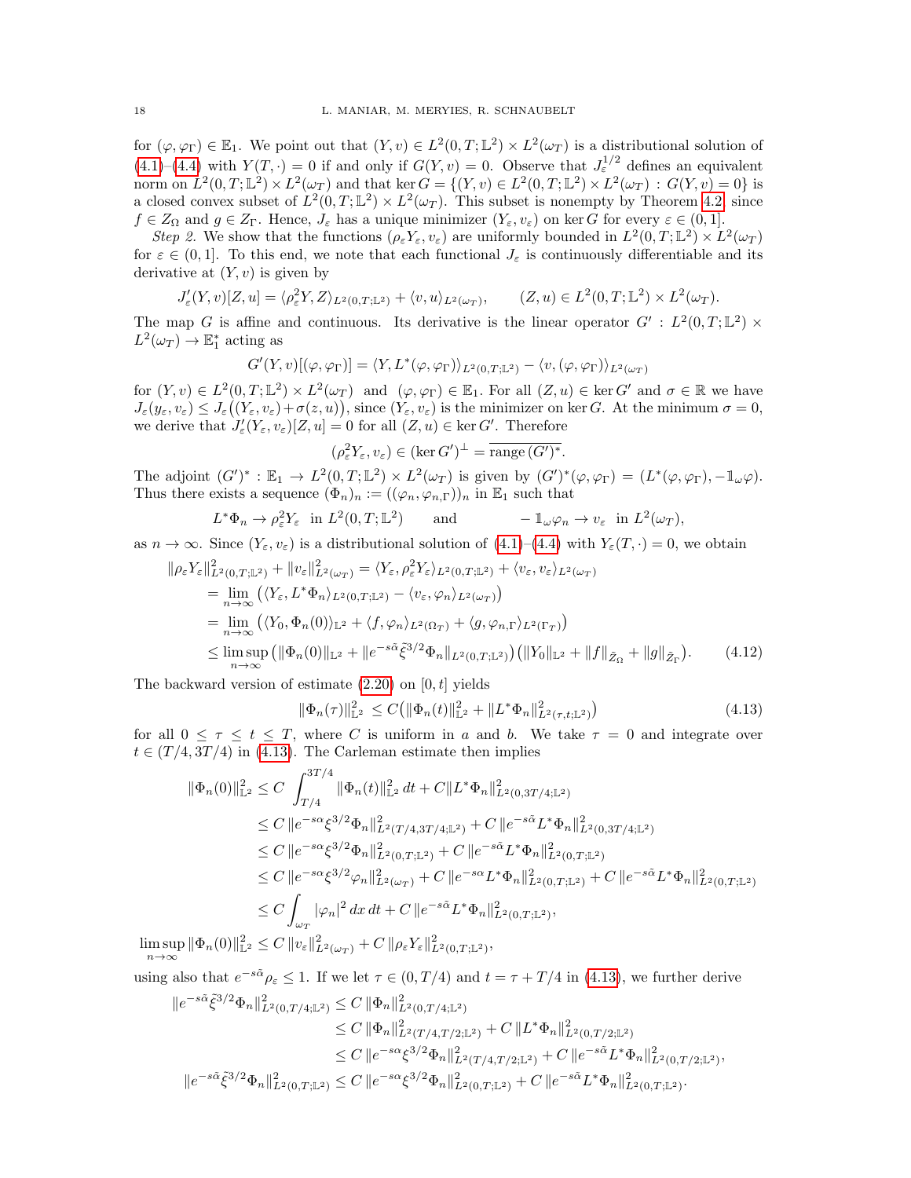for $(\varphi, \varphi_\Gamma) \in \mathbb{E}_1$. We point out that $(Y, v) \in L^2(0,T;\mathbb{L}^2) \times L^2(\omega_T)$ is a distributional solution of (4.1)–(4.4) with $Y(T,\cdot) = 0$ if and only if $G(Y,v) = 0$. Observe that $J_\varepsilon^{1/2}$ defines an equivalent norm on $L^2(0,T;\mathbb{L}^2) \times L^2(\omega_T)$ and that $\ker G = \{(Y,v) \in L^2(0,T;\mathbb{L}^2) \times L^2(\omega_T) : G(Y,v) = 0\}$ is a closed convex subset of $L^2(0,T;\mathbb{L}^2) \times L^2(\omega_T)$. This subset is nonempty by Theorem 4.2 since $f \in Z_\Omega$ and $g \in Z_\Gamma$. Hence, $J_\varepsilon$ has a unique minimizer $(Y_\varepsilon, v_\varepsilon)$ on $\ker G$ for every $\varepsilon \in (0,1]$.

*Step 2.* We show that the functions $(\rho_\varepsilon Y_\varepsilon, v_\varepsilon)$ are uniformly bounded in $L^2(0,T;\mathbb{L}^2) \times L^2(\omega_T)$ for $\varepsilon \in (0,1]$. To this end, we note that each functional $J_\varepsilon$ is continuously differentiable and its derivative at $(Y,v)$ is given by

$$J'_\varepsilon(Y,v)[Z,u] = \langle \rho_\varepsilon^2 Y, Z\rangle_{L^2(0,T;\mathbb{L}^2)} + \langle v, u\rangle_{L^2(\omega_T)}, \qquad (Z,u) \in L^2(0,T;\mathbb{L}^2) \times L^2(\omega_T).$$

The map $G$ is affine and continuous. Its derivative is the linear operator $G' : L^2(0,T;\mathbb{L}^2) \times L^2(\omega_T) \to \mathbb{E}_1^*$ acting as

$$G'(Y,v)[(\varphi,\varphi_\Gamma)] = \langle Y, L^*(\varphi,\varphi_\Gamma)\rangle_{L^2(0,T;\mathbb{L}^2)} - \langle v, (\varphi,\varphi_\Gamma)\rangle_{L^2(\omega_T)}$$

for $(Y,v) \in L^2(0,T;\mathbb{L}^2) \times L^2(\omega_T)$ and $(\varphi,\varphi_\Gamma) \in \mathbb{E}_1$. For all $(Z,u) \in \ker G'$ and $\sigma \in \mathbb{R}$ we have $J_\varepsilon(y_\varepsilon, v_\varepsilon) \le J_\varepsilon\big((Y_\varepsilon, v_\varepsilon) + \sigma(z,u)\big)$, since $(Y_\varepsilon, v_\varepsilon)$ is the minimizer on $\ker G$. At the minimum $\sigma = 0$, we derive that $J'_\varepsilon(Y_\varepsilon, v_\varepsilon)[Z,u] = 0$ for all $(Z,u) \in \ker G'$. Therefore

$$(\rho_\varepsilon^2 Y_\varepsilon, v_\varepsilon) \in (\ker G')^\perp = \overline{\operatorname{range}(G')^*}.$$

The adjoint $(G')^* : \mathbb{E}_1 \to L^2(0,T;\mathbb{L}^2) \times L^2(\omega_T)$ is given by $(G')^*(\varphi,\varphi_\Gamma) = (L^*(\varphi,\varphi_\Gamma), -\mathbb{1}_\omega \varphi)$. Thus there exists a sequence $(\Phi_n)_n := ((\varphi_n, \varphi_{n,\Gamma}))_n$ in $\mathbb{E}_1$ such that

$$L^*\Phi_n \to \rho_\varepsilon^2 Y_\varepsilon \ \text{ in } L^2(0,T;\mathbb{L}^2) \qquad \text{and} \qquad -\mathbb{1}_\omega \varphi_n \to v_\varepsilon \ \text{ in } L^2(\omega_T),$$

as $n \to \infty$. Since $(Y_\varepsilon, v_\varepsilon)$ is a distributional solution of (4.1)–(4.4) with $Y_\varepsilon(T,\cdot) = 0$, we obtain

$$\begin{aligned}
\|\rho_\varepsilon Y_\varepsilon\|^2_{L^2(0,T;\mathbb{L}^2)} + \|v_\varepsilon\|^2_{L^2(\omega_T)} &= \langle Y_\varepsilon, \rho_\varepsilon^2 Y_\varepsilon\rangle_{L^2(0,T;\mathbb{L}^2)} + \langle v_\varepsilon, v_\varepsilon\rangle_{L^2(\omega_T)} \\
&= \lim_{n\to\infty} \big(\langle Y_\varepsilon, L^*\Phi_n\rangle_{L^2(0,T;\mathbb{L}^2)} - \langle v_\varepsilon, \varphi_n\rangle_{L^2(\omega_T)}\big) \\
&= \lim_{n\to\infty} \big(\langle Y_0, \Phi_n(0)\rangle_{\mathbb{L}^2} + \langle f, \varphi_n\rangle_{L^2(\Omega_T)} + \langle g, \varphi_{n,\Gamma}\rangle_{L^2(\Gamma_T)}\big) \\
&\le \limsup_{n\to\infty} \big(\|\Phi_n(0)\|_{\mathbb{L}^2} + \|e^{-s\tilde\alpha}\tilde\xi^{3/2}\Phi_n\|_{L^2(0,T;\mathbb{L}^2)}\big)\big(\|Y_0\|_{\mathbb{L}^2} + \|f\|_{\tilde Z_\Omega} + \|g\|_{\tilde Z_\Gamma}\big).
\end{aligned} \tag{4.12}$$

The backward version of estimate (2.20) on $[0,t]$ yields

$$\|\Phi_n(\tau)\|^2_{\mathbb{L}^2} \le C\big(\|\Phi_n(t)\|^2_{\mathbb{L}^2} + \|L^*\Phi_n\|^2_{L^2(\tau,t;\mathbb{L}^2)}\big) \tag{4.13}$$

for all $0 \le \tau \le t \le T$, where $C$ is uniform in $a$ and $b$. We take $\tau = 0$ and integrate over $t \in (T/4, 3T/4)$ in (4.13). The Carleman estimate then implies

$$\begin{aligned}
\|\Phi_n(0)\|^2_{\mathbb{L}^2} &\le C \int_{T/4}^{3T/4} \|\Phi_n(t)\|^2_{\mathbb{L}^2}\,dt + C\|L^*\Phi_n\|^2_{L^2(0,3T/4;\mathbb{L}^2)} \\
&\le C\,\|e^{-s\alpha}\xi^{3/2}\Phi_n\|^2_{L^2(T/4,3T/4;\mathbb{L}^2)} + C\,\|e^{-s\tilde\alpha}L^*\Phi_n\|^2_{L^2(0,3T/4;\mathbb{L}^2)} \\
&\le C\,\|e^{-s\alpha}\xi^{3/2}\Phi_n\|^2_{L^2(0,T;\mathbb{L}^2)} + C\,\|e^{-s\tilde\alpha}L^*\Phi_n\|^2_{L^2(0,T;\mathbb{L}^2)} \\
&\le C\,\|e^{-s\alpha}\xi^{3/2}\varphi_n\|^2_{L^2(\omega_T)} + C\,\|e^{-s\alpha}L^*\Phi_n\|^2_{L^2(0,T;\mathbb{L}^2)} + C\,\|e^{-s\tilde\alpha}L^*\Phi_n\|^2_{L^2(0,T;\mathbb{L}^2)} \\
&\le C\int_{\omega_T} |\varphi_n|^2\,dx\,dt + C\,\|e^{-s\tilde\alpha}L^*\Phi_n\|^2_{L^2(0,T;\mathbb{L}^2)}, \\
\limsup_{n\to\infty} \|\Phi_n(0)\|^2_{\mathbb{L}^2} &\le C\,\|v_\varepsilon\|^2_{L^2(\omega_T)} + C\,\|\rho_\varepsilon Y_\varepsilon\|^2_{L^2(0,T;\mathbb{L}^2)},
\end{aligned}$$

using also that $e^{-s\tilde\alpha}\rho_\varepsilon \le 1$. If we let $\tau \in (0,T/4)$ and $t = \tau + T/4$ in (4.13), we further derive

$$\begin{aligned}
\|e^{-s\tilde\alpha}\tilde\xi^{3/2}\Phi_n\|^2_{L^2(0,T/4;\mathbb{L}^2)} &\le C\,\|\Phi_n\|^2_{L^2(0,T/4;\mathbb{L}^2)} \\
&\le C\,\|\Phi_n\|^2_{L^2(T/4,T/2;\mathbb{L}^2)} + C\,\|L^*\Phi_n\|^2_{L^2(0,T/2;\mathbb{L}^2)} \\
&\le C\,\|e^{-s\alpha}\xi^{3/2}\Phi_n\|^2_{L^2(T/4,T/2;\mathbb{L}^2)} + C\,\|e^{-s\tilde\alpha}L^*\Phi_n\|^2_{L^2(0,T/2;\mathbb{L}^2)}, \\
\|e^{-s\tilde\alpha}\tilde\xi^{3/2}\Phi_n\|^2_{L^2(0,T;\mathbb{L}^2)} &\le C\,\|e^{-s\alpha}\xi^{3/2}\Phi_n\|^2_{L^2(0,T;\mathbb{L}^2)} + C\,\|e^{-s\tilde\alpha}L^*\Phi_n\|^2_{L^2(0,T;\mathbb{L}^2)}.
\end{aligned}$$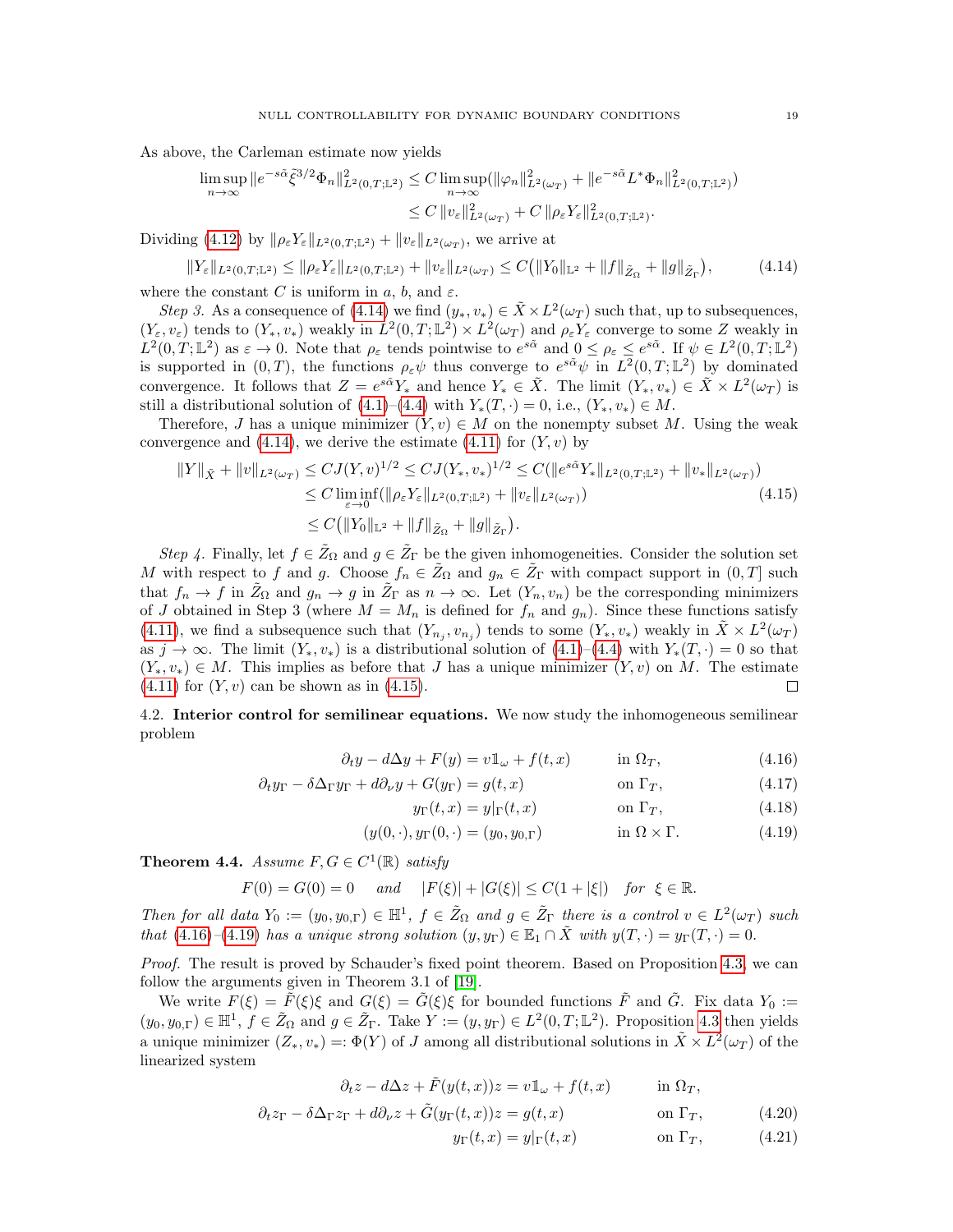As above, the Carleman estimate now yields

$$
\begin{aligned}
\limsup_{n\to\infty} \|e^{-s\tilde{\alpha}}\tilde{\xi}^{3/2}\Phi_n\|^2_{L^2(0,T;\mathbb{L}^2)} &\le C \limsup_{n\to\infty}(\|\varphi_n\|^2_{L^2(\omega_T)} + \|e^{-s\tilde{\alpha}}L^*\Phi_n\|^2_{L^2(0,T;\mathbb{L}^2)})\\
&\le C\,\|v_\varepsilon\|^2_{L^2(\omega_T)} + C\,\|\rho_\varepsilon Y_\varepsilon\|^2_{L^2(0,T;\mathbb{L}^2)}.
\end{aligned}
$$

Dividing (4.12) by $\|\rho_\varepsilon Y_\varepsilon\|_{L^2(0,T;\mathbb{L}^2)} + \|v_\varepsilon\|_{L^2(\omega_T)}$, we arrive at

$$
\|Y_\varepsilon\|_{L^2(0,T;\mathbb{L}^2)} \le \|\rho_\varepsilon Y_\varepsilon\|_{L^2(0,T;\mathbb{L}^2)} + \|v_\varepsilon\|_{L^2(\omega_T)} \le C\big(\|Y_0\|_{\mathbb{L}^2} + \|f\|_{\tilde{Z}_\Omega} + \|g\|_{\tilde{Z}_\Gamma}\big), \tag{4.14}
$$

where the constant $C$ is uniform in $a$, $b$, and $\varepsilon$.

*Step 3.* As a consequence of (4.14) we find $(y_*, v_*) \in \tilde{X}\times L^2(\omega_T)$ such that, up to subsequences, $(Y_\varepsilon, v_\varepsilon)$ tends to $(Y_*, v_*)$ weakly in $L^2(0,T;\mathbb{L}^2)\times L^2(\omega_T)$ and $\rho_\varepsilon Y_\varepsilon$ converge to some $Z$ weakly in $L^2(0,T;\mathbb{L}^2)$ as $\varepsilon\to 0$. Note that $\rho_\varepsilon$ tends pointwise to $e^{s\tilde{\alpha}}$ and $0\le\rho_\varepsilon\le e^{s\tilde{\alpha}}$. If $\psi\in L^2(0,T;\mathbb{L}^2)$ is supported in $(0,T)$, the functions $\rho_\varepsilon\psi$ thus converge to $e^{s\tilde{\alpha}}\psi$ in $L^2(0,T;\mathbb{L}^2)$ by dominated convergence. It follows that $Z = e^{s\tilde{\alpha}}Y_*$ and hence $Y_*\in\tilde{X}$. The limit $(Y_*, v_*)\in\tilde{X}\times L^2(\omega_T)$ is still a distributional solution of (4.1)–(4.4) with $Y_*(T,\cdot)=0$, i.e., $(Y_*, v_*)\in M$.

Therefore, $J$ has a unique minimizer $(Y,v)\in M$ on the nonempty subset $M$. Using the weak convergence and (4.14), we derive the estimate (4.11) for $(Y,v)$ by

$$
\begin{aligned}
\|Y\|_{\tilde{X}} + \|v\|_{L^2(\omega_T)} &\le CJ(Y,v)^{1/2} \le CJ(Y_*,v_*)^{1/2} \le C(\|e^{s\tilde{\alpha}}Y_*\|_{L^2(0,T;\mathbb{L}^2)} + \|v_*\|_{L^2(\omega_T)})\\
&\le C\liminf_{\varepsilon\to 0}(\|\rho_\varepsilon Y_\varepsilon\|_{L^2(0,T;\mathbb{L}^2)} + \|v_\varepsilon\|_{L^2(\omega_T)})\\
&\le C\big(\|Y_0\|_{\mathbb{L}^2} + \|f\|_{\tilde{Z}_\Omega} + \|g\|_{\tilde{Z}_\Gamma}\big).
\end{aligned}
\tag{4.15}
$$

*Step 4.* Finally, let $f\in\tilde{Z}_\Omega$ and $g\in\tilde{Z}_\Gamma$ be the given inhomogeneities. Consider the solution set $M$ with respect to $f$ and $g$. Choose $f_n\in\tilde{Z}_\Omega$ and $g_n\in\tilde{Z}_\Gamma$ with compact support in $(0,T]$ such that $f_n\to f$ in $\tilde{Z}_\Omega$ and $g_n\to g$ in $\tilde{Z}_\Gamma$ as $n\to\infty$. Let $(Y_n,v_n)$ be the corresponding minimizers of $J$ obtained in Step 3 (where $M=M_n$ is defined for $f_n$ and $g_n$). Since these functions satisfy (4.11), we find a subsequence such that $(Y_{n_j}, v_{n_j})$ tends to some $(Y_*, v_*)$ weakly in $\tilde{X}\times L^2(\omega_T)$ as $j\to\infty$. The limit $(Y_*, v_*)$ is a distributional solution of (4.1)–(4.4) with $Y_*(T,\cdot)=0$ so that $(Y_*,v_*)\in M$. This implies as before that $J$ has a unique minimizer $(Y,v)$ on $M$. The estimate (4.11) for $(Y,v)$ can be shown as in (4.15). $\square$

4.2. **Interior control for semilinear equations.** We now study the inhomogeneous semilinear problem

$$
\begin{aligned}
\partial_t y - d\Delta y + F(y) &= v\mathbb{1}_\omega + f(t,x) && \text{in } \Omega_T, && (4.16)\\
\partial_t y_\Gamma - \delta\Delta_\Gamma y_\Gamma + d\partial_\nu y + G(y_\Gamma) &= g(t,x) && \text{on } \Gamma_T, && (4.17)\\
y_\Gamma(t,x) &= y|_\Gamma(t,x) && \text{on } \Gamma_T, && (4.18)\\
(y(0,\cdot), y_\Gamma(0,\cdot)) &= (y_0, y_{0,\Gamma}) && \text{in } \Omega\times\Gamma. && (4.19)
\end{aligned}
$$

**Theorem 4.4.** *Assume $F,G\in C^1(\mathbb{R})$ satisfy*

$$
F(0)=G(0)=0 \quad \text{and} \quad |F(\xi)|+|G(\xi)|\le C(1+|\xi|) \quad \text{for } \xi\in\mathbb{R}.
$$

*Then for all data $Y_0 := (y_0, y_{0,\Gamma})\in\mathbb{H}^1$, $f\in\tilde{Z}_\Omega$ and $g\in\tilde{Z}_\Gamma$ there is a control $v\in L^2(\omega_T)$ such that (4.16)–(4.19) has a unique strong solution $(y,y_\Gamma)\in\mathbb{E}_1\cap\tilde{X}$ with $y(T,\cdot)=y_\Gamma(T,\cdot)=0$.*

*Proof.* The result is proved by Schauder's fixed point theorem. Based on Proposition 4.3, we can follow the arguments given in Theorem 3.1 of [19].

We write $F(\xi)=\tilde{F}(\xi)\xi$ and $G(\xi)=\tilde{G}(\xi)\xi$ for bounded functions $\tilde{F}$ and $\tilde{G}$. Fix data $Y_0 := (y_0, y_{0,\Gamma})\in\mathbb{H}^1$, $f\in\tilde{Z}_\Omega$ and $g\in\tilde{Z}_\Gamma$. Take $Y:=(y,y_\Gamma)\in L^2(0,T;\mathbb{L}^2)$. Proposition 4.3 then yields a unique minimizer $(Z_*, v_*) =: \Phi(Y)$ of $J$ among all distributional solutions in $\tilde{X}\times L^2(\omega_T)$ of the linearized system

$$
\begin{aligned}
\partial_t z - d\Delta z + \tilde{F}(y(t,x))z &= v\mathbb{1}_\omega + f(t,x) && \text{in } \Omega_T,\\
\partial_t z_\Gamma - \delta\Delta_\Gamma z_\Gamma + d\partial_\nu z + \tilde{G}(y_\Gamma(t,x))z &= g(t,x) && \text{on } \Gamma_T, && (4.20)\\
y_\Gamma(t,x) &= y|_\Gamma(t,x) && \text{on } \Gamma_T, && (4.21)
\end{aligned}
$$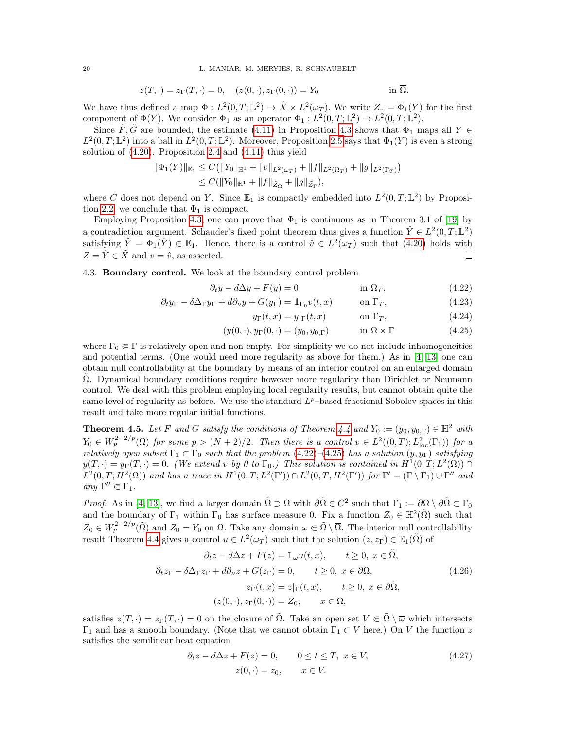$$z(T,\cdot) = z_\Gamma(T,\cdot) = 0, \quad (z(0,\cdot), z_\Gamma(0,\cdot)) = Y_0 \qquad\qquad \text{in } \overline{\Omega}.$$

We have thus defined a map $\Phi : L^2(0,T;\mathbb{L}^2) \to \tilde{X} \times L^2(\omega_T)$. We write $Z_* = \Phi_1(Y)$ for the first component of $\Phi(Y)$. We consider $\Phi_1$ as an operator $\Phi_1 : L^2(0,T;\mathbb{L}^2) \to L^2(0,T;\mathbb{L}^2)$.

Since $\tilde{F}, \tilde{G}$ are bounded, the estimate (4.11) in Proposition 4.3 shows that $\Phi_1$ maps all $Y \in L^2(0,T;\mathbb{L}^2)$ into a ball in $L^2(0,T;\mathbb{L}^2)$. Moreover, Proposition 2.5 says that $\Phi_1(Y)$ is even a strong solution of (4.20). Proposition 2.4 and (4.11) thus yield

$$\begin{aligned}
\|\Phi_1(Y)\|_{\mathbb{E}_1} &\le C\big(\|Y_0\|_{\mathbb{H}^1} + \|v\|_{L^2(\omega_T)} + \|f\|_{L^2(\Omega_T)} + \|g\|_{L^2(\Gamma_T)}\big) \\
&\le C(\|Y_0\|_{\mathbb{H}^1} + \|f\|_{\tilde{Z}_\Omega} + \|g\|_{\tilde{Z}_\Gamma}),
\end{aligned}$$

where $C$ does not depend on $Y$. Since $\mathbb{E}_1$ is compactly embedded into $L^2(0,T;\mathbb{L}^2)$ by Proposition 2.2, we conclude that $\Phi_1$ is compact.

Employing Proposition 4.3, one can prove that $\Phi_1$ is continuous as in Theorem 3.1 of [19] by a contradiction argument. Schauder's fixed point theorem thus gives a function $\hat{Y} \in L^2(0,T;\mathbb{L}^2)$ satisfying $\hat{Y} = \Phi_1(\hat{Y}) \in \mathbb{E}_1$. Hence, there is a control $\hat{v} \in L^2(\omega_T)$ such that (4.20) holds with $Z = \hat{Y} \in \tilde{X}$ and $v = \hat{v}$, as asserted. $\square$

### 4.3. Boundary control.

We look at the boundary control problem

$$\begin{aligned}
\partial_t y - d\Delta y + F(y) &= 0 && \text{in } \Omega_T, && (4.22)\\
\partial_t y_\Gamma - \delta\Delta_\Gamma y_\Gamma + d\partial_\nu y + G(y_\Gamma) &= \mathbb{1}_{\Gamma_0} v(t,x) && \text{on } \Gamma_T, && (4.23)\\
y_\Gamma(t,x) &= y|_\Gamma(t,x) && \text{on } \Gamma_T, && (4.24)\\
(y(0,\cdot), y_\Gamma(0,\cdot)) &= (y_0, y_{0,\Gamma}) && \text{in } \Omega \times \Gamma && (4.25)
\end{aligned}$$

where $\Gamma_0 \Subset \Gamma$ is relatively open and non-empty. For simplicity we do not include inhomogeneities and potential terms. (One would need more regularity as above for them.) As in [4, 13] one can obtain null controllability at the boundary by means of an interior control on an enlarged domain $\tilde{\Omega}$. Dynamical boundary conditions require however more regularity than Dirichlet or Neumann control. We deal with this problem employing local regularity results, but cannot obtain quite the same level of regularity as before. We use the standard $L^p$–based fractional Sobolev spaces in this result and take more regular initial functions.

**Theorem 4.5.** *Let $F$ and $G$ satisfy the conditions of Theorem 4.4 and $Y_0 := (y_0, y_{0,\Gamma}) \in \mathbb{H}^2$ with $Y_0 \in W_p^{2-2/p}(\Omega)$ for some $p > (N+2)/2$. Then there is a control $v \in L^2((0,T); L^2_{\mathrm{loc}}(\Gamma_1))$ for a relatively open subset $\Gamma_1 \subset \Gamma_0$ such that the problem (4.22)–(4.25) has a solution $(y, y_\Gamma)$ satisfying $y(T,\cdot) = y_\Gamma(T,\cdot) = 0$. (We extend $v$ by $0$ to $\Gamma_0$.) This solution is contained in $H^1(0,T;L^2(\Omega)) \cap L^2(0,T;H^2(\Omega))$ and has a trace in $H^1(0,T;L^2(\Gamma')) \cap L^2(0,T;H^2(\Gamma'))$ for $\Gamma' = (\Gamma \setminus \overline{\Gamma_1}) \cup \Gamma''$ and any $\Gamma'' \Subset \Gamma_1$.*

*Proof.* As in [4, 13], we find a larger domain $\tilde{\Omega} \supset \Omega$ with $\partial\tilde{\Omega} \in C^2$ such that $\Gamma_1 := \partial\Omega \setminus \partial\tilde{\Omega} \subset \Gamma_0$ and the boundary of $\Gamma_1$ within $\Gamma_0$ has surface measure 0. Fix a function $Z_0 \in \mathbb{H}^2(\tilde{\Omega})$ such that $Z_0 \in W_p^{2-2/p}(\tilde{\Omega})$ and $Z_0 = Y_0$ on $\Omega$. Take any domain $\omega \Subset \tilde{\Omega} \setminus \overline{\Omega}$. The interior null controllability result Theorem 4.4 gives a control $u \in L^2(\omega_T)$ such that the solution $(z, z_\Gamma) \in \mathbb{E}_1(\tilde{\Omega})$ of

$$\begin{aligned}
\partial_t z - d\Delta z + F(z) &= \mathbb{1}_\omega u(t,x), && t \ge 0,\ x \in \tilde{\Omega},\\
\partial_t z_\Gamma - \delta\Delta_\Gamma z_\Gamma + d\partial_\nu z + G(z_\Gamma) &= 0, && t \ge 0,\ x \in \partial\tilde{\Omega}, \qquad (4.26)\\
z_\Gamma(t,x) &= z|_\Gamma(t,x), && t \ge 0,\ x \in \partial\tilde{\Omega},\\
(z(0,\cdot), z_\Gamma(0,\cdot)) &= Z_0, && x \in \Omega,
\end{aligned}$$

satisfies $z(T,\cdot) = z_\Gamma(T,\cdot) = 0$ on the closure of $\tilde{\Omega}$. Take an open set $V \Subset \tilde{\Omega} \setminus \overline{\omega}$ which intersects $\Gamma_1$ and has a smooth boundary. (Note that we cannot obtain $\Gamma_1 \subset V$ here.) On $V$ the function $z$ satisfies the semilinear heat equation

$$\begin{aligned}
\partial_t z - d\Delta z + F(z) &= 0, && 0 \le t \le T,\ x \in V, \qquad (4.27)\\
z(0,\cdot) &= z_0, && x \in V.
\end{aligned}$$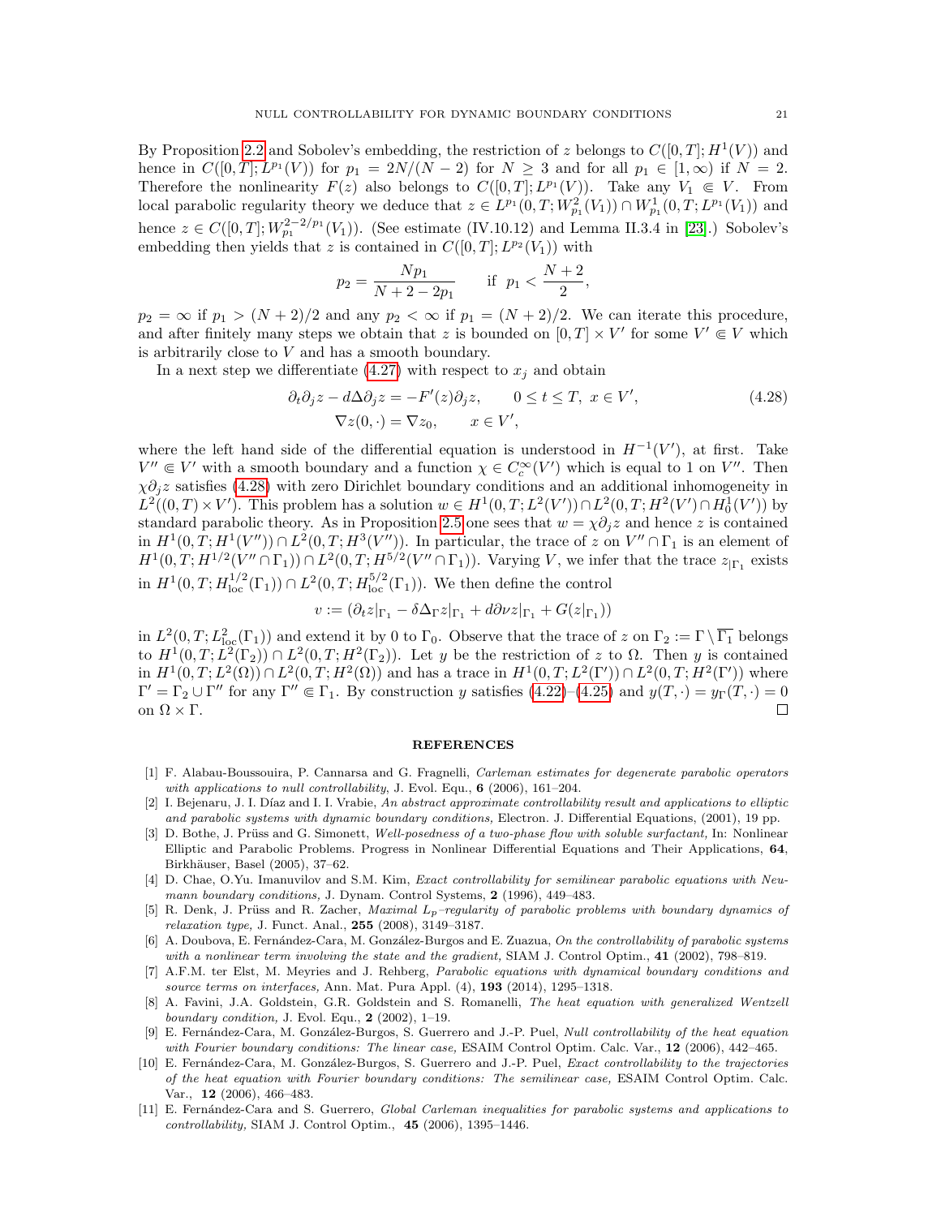By Proposition 2.2 and Sobolev's embedding, the restriction of $z$ belongs to $C([0,T];H^1(V))$ and hence in $C([0,T];L^{p_1}(V))$ for $p_1 = 2N/(N-2)$ for $N \geq 3$ and for all $p_1 \in [1,\infty)$ if $N=2$. Therefore the nonlinearity $F(z)$ also belongs to $C([0,T];L^{p_1}(V))$. Take any $V_1 \Subset V$. From local parabolic regularity theory we deduce that $z \in L^{p_1}(0,T;W^2_{p_1}(V_1)) \cap W^1_{p_1}(0,T;L^{p_1}(V_1))$ and hence $z \in C([0,T];W^{2-2/p_1}_{p_1}(V_1))$. (See estimate (IV.10.12) and Lemma II.3.4 in [23].) Sobolev's embedding then yields that $z$ is contained in $C([0,T];L^{p_2}(V_1))$ with

$$p_2 = \frac{Np_1}{N+2-2p_1} \qquad \text{if } \; p_1 < \frac{N+2}{2},$$

$p_2 = \infty$ if $p_1 > (N+2)/2$ and any $p_2 < \infty$ if $p_1 = (N+2)/2$. We can iterate this procedure, and after finitely many steps we obtain that $z$ is bounded on $[0,T]\times V'$ for some $V' \Subset V$ which is arbitrarily close to $V$ and has a smooth boundary.

In a next step we differentiate (4.27) with respect to $x_j$ and obtain

$$\begin{aligned} \partial_t \partial_j z - d\Delta \partial_j z &= -F'(z)\partial_j z, \qquad 0 \leq t \leq T, \; x \in V', \\ \nabla z(0,\cdot) &= \nabla z_0, \qquad x \in V', \end{aligned} \tag{4.28}$$

where the left hand side of the differential equation is understood in $H^{-1}(V')$, at first. Take $V'' \Subset V'$ with a smooth boundary and a function $\chi \in C_c^\infty(V')$ which is equal to 1 on $V''$. Then $\chi \partial_j z$ satisfies (4.28) with zero Dirichlet boundary conditions and an additional inhomogeneity in $L^2((0,T)\times V')$. This problem has a solution $w \in H^1(0,T;L^2(V')) \cap L^2(0,T;H^2(V')\cap H^1_0(V'))$ by standard parabolic theory. As in Proposition 2.5 one sees that $w = \chi\partial_j z$ and hence $z$ is contained in $H^1(0,T;H^1(V'')) \cap L^2(0,T;H^3(V''))$. In particular, the trace of $z$ on $V'' \cap \Gamma_1$ is an element of $H^1(0,T;H^{1/2}(V''\cap\Gamma_1)) \cap L^2(0,T;H^{5/2}(V''\cap\Gamma_1))$. Varying $V$, we infer that the trace $z_{|\Gamma_1}$ exists in $H^1(0,T;H^{1/2}_{\mathrm{loc}}(\Gamma_1)) \cap L^2(0,T;H^{5/2}_{\mathrm{loc}}(\Gamma_1))$. We then define the control

$$v := (\partial_t z_{|\Gamma_1} - \delta \Delta_\Gamma z_{|\Gamma_1} + d\partial_\nu z_{|\Gamma_1} + G(z_{|\Gamma_1}))$$

in $L^2(0,T;L^2_{\mathrm{loc}}(\Gamma_1))$ and extend it by 0 to $\Gamma_0$. Observe that the trace of $z$ on $\Gamma_2 := \Gamma \setminus \overline{\Gamma_1}$ belongs to $H^1(0,T;L^2(\Gamma_2)) \cap L^2(0,T;H^2(\Gamma_2))$. Let $y$ be the restriction of $z$ to $\Omega$. Then $y$ is contained in $H^1(0,T;L^2(\Omega)) \cap L^2(0,T;H^2(\Omega))$ and has a trace in $H^1(0,T;L^2(\Gamma'))\cap L^2(0,T;H^2(\Gamma'))$ where $\Gamma' = \Gamma_2 \cup \Gamma''$ for any $\Gamma'' \Subset \Gamma_1$. By construction $y$ satisfies (4.22)–(4.25) and $y(T,\cdot) = y_\Gamma(T,\cdot) = 0$ on $\Omega \times \Gamma$. □

## REFERENCES

[1] F. Alabau-Boussouira, P. Cannarsa and G. Fragnelli, *Carleman estimates for degenerate parabolic operators with applications to null controllability*, J. Evol. Equ., **6** (2006), 161–204.

[2] I. Bejenaru, J. I. Díaz and I. I. Vrabie, *An abstract approximate controllability result and applications to elliptic and parabolic systems with dynamic boundary conditions,* Electron. J. Differential Equations, (2001), 19 pp.

[3] D. Bothe, J. Prüss and G. Simonett, *Well-posedness of a two-phase flow with soluble surfactant,* In: Nonlinear Elliptic and Parabolic Problems. Progress in Nonlinear Differential Equations and Their Applications, **64**, Birkhäuser, Basel (2005), 37–62.

[4] D. Chae, O.Yu. Imanuvilov and S.M. Kim, *Exact controllability for semilinear parabolic equations with Neumann boundary conditions,* J. Dynam. Control Systems, **2** (1996), 449–483.

[5] R. Denk, J. Prüss and R. Zacher, *Maximal $L_p$–regularity of parabolic problems with boundary dynamics of relaxation type,* J. Funct. Anal., **255** (2008), 3149–3187.

[6] A. Doubova, E. Fernández-Cara, M. González-Burgos and E. Zuazua, *On the controllability of parabolic systems with a nonlinear term involving the state and the gradient,* SIAM J. Control Optim., **41** (2002), 798–819.

[7] A.F.M. ter Elst, M. Meyries and J. Rehberg, *Parabolic equations with dynamical boundary conditions and source terms on interfaces,* Ann. Mat. Pura Appl. (4), **193** (2014), 1295–1318.

[8] A. Favini, J.A. Goldstein, G.R. Goldstein and S. Romanelli, *The heat equation with generalized Wentzell boundary condition,* J. Evol. Equ., **2** (2002), 1–19.

[9] E. Fernández-Cara, M. González-Burgos, S. Guerrero and J.-P. Puel, *Null controllability of the heat equation with Fourier boundary conditions: The linear case,* ESAIM Control Optim. Calc. Var., **12** (2006), 442–465.

[10] E. Fernández-Cara, M. González-Burgos, S. Guerrero and J.-P. Puel, *Exact controllability to the trajectories of the heat equation with Fourier boundary conditions: The semilinear case,* ESAIM Control Optim. Calc. Var., **12** (2006), 466–483.

[11] E. Fernández-Cara and S. Guerrero, *Global Carleman inequalities for parabolic systems and applications to controllability,* SIAM J. Control Optim., **45** (2006), 1395–1446.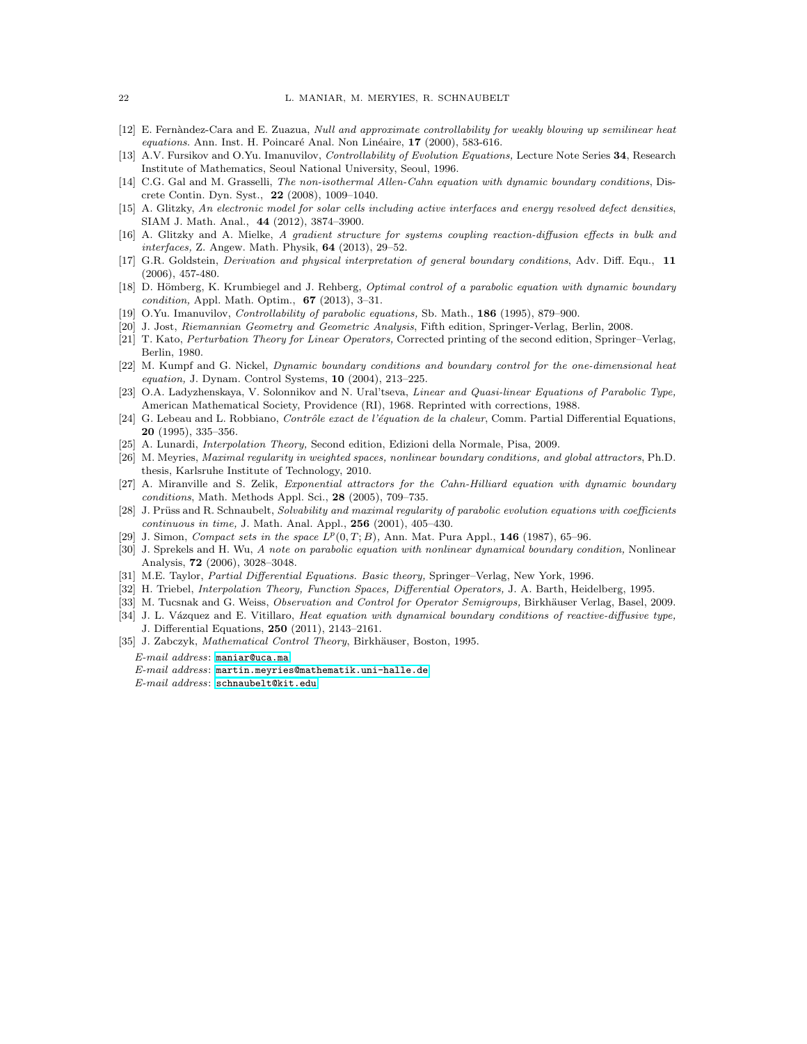[12] E. Fernàndez-Cara and E. Zuazua, *Null and approximate controllability for weakly blowing up semilinear heat equations.* Ann. Inst. H. Poincaré Anal. Non Linéaire, **17** (2000), 583-616.

[13] A.V. Fursikov and O.Yu. Imanuvilov, *Controllability of Evolution Equations,* Lecture Note Series **34**, Research Institute of Mathematics, Seoul National University, Seoul, 1996.

[14] C.G. Gal and M. Grasselli, *The non-isothermal Allen-Cahn equation with dynamic boundary conditions*, Discrete Contin. Dyn. Syst., **22** (2008), 1009–1040.

[15] A. Glitzky, *An electronic model for solar cells including active interfaces and energy resolved defect densities*, SIAM J. Math. Anal., **44** (2012), 3874–3900.

[16] A. Glitzky and A. Mielke, *A gradient structure for systems coupling reaction-diffusion effects in bulk and interfaces,* Z. Angew. Math. Physik, **64** (2013), 29–52.

[17] G.R. Goldstein, *Derivation and physical interpretation of general boundary conditions*, Adv. Diff. Equ., **11** (2006), 457-480.

[18] D. Hömberg, K. Krumbiegel and J. Rehberg, *Optimal control of a parabolic equation with dynamic boundary condition,* Appl. Math. Optim., **67** (2013), 3–31.

[19] O.Yu. Imanuvilov, *Controllability of parabolic equations,* Sb. Math., **186** (1995), 879–900.

[20] J. Jost, *Riemannian Geometry and Geometric Analysis*, Fifth edition, Springer-Verlag, Berlin, 2008.

[21] T. Kato, *Perturbation Theory for Linear Operators,* Corrected printing of the second edition, Springer–Verlag, Berlin, 1980.

[22] M. Kumpf and G. Nickel, *Dynamic boundary conditions and boundary control for the one-dimensional heat equation,* J. Dynam. Control Systems, **10** (2004), 213–225.

[23] O.A. Ladyzhenskaya, V. Solonnikov and N. Ural'tseva, *Linear and Quasi-linear Equations of Parabolic Type,* American Mathematical Society, Providence (RI), 1968. Reprinted with corrections, 1988.

[24] G. Lebeau and L. Robbiano, *Contrôle exact de l'équation de la chaleur*, Comm. Partial Differential Equations, **20** (1995), 335–356.

[25] A. Lunardi, *Interpolation Theory,* Second edition, Edizioni della Normale, Pisa, 2009.

[26] M. Meyries, *Maximal regularity in weighted spaces, nonlinear boundary conditions, and global attractors*, Ph.D. thesis, Karlsruhe Institute of Technology, 2010.

[27] A. Miranville and S. Zelik, *Exponential attractors for the Cahn-Hilliard equation with dynamic boundary conditions*, Math. Methods Appl. Sci., **28** (2005), 709–735.

[28] J. Prüss and R. Schnaubelt, *Solvability and maximal regularity of parabolic evolution equations with coefficients continuous in time,* J. Math. Anal. Appl., **256** (2001), 405–430.

[29] J. Simon, *Compact sets in the space $L^p(0,T;B)$,* Ann. Mat. Pura Appl., **146** (1987), 65–96.

[30] J. Sprekels and H. Wu, *A note on parabolic equation with nonlinear dynamical boundary condition,* Nonlinear Analysis, **72** (2006), 3028–3048.

[31] M.E. Taylor, *Partial Differential Equations. Basic theory,* Springer–Verlag, New York, 1996.

[32] H. Triebel, *Interpolation Theory, Function Spaces, Differential Operators,* J. A. Barth, Heidelberg, 1995.

[33] M. Tucsnak and G. Weiss, *Observation and Control for Operator Semigroups,* Birkhäuser Verlag, Basel, 2009.

[34] J. L. Vázquez and E. Vitillaro, *Heat equation with dynamical boundary conditions of reactive-diffusive type,* J. Differential Equations, **250** (2011), 2143–2161.

[35] J. Zabczyk, *Mathematical Control Theory*, Birkhäuser, Boston, 1995.

*E-mail address*: maniar@uca.ma

*E-mail address*: martin.meyries@mathematik.uni-halle.de

*E-mail address*: schnaubelt@kit.edu